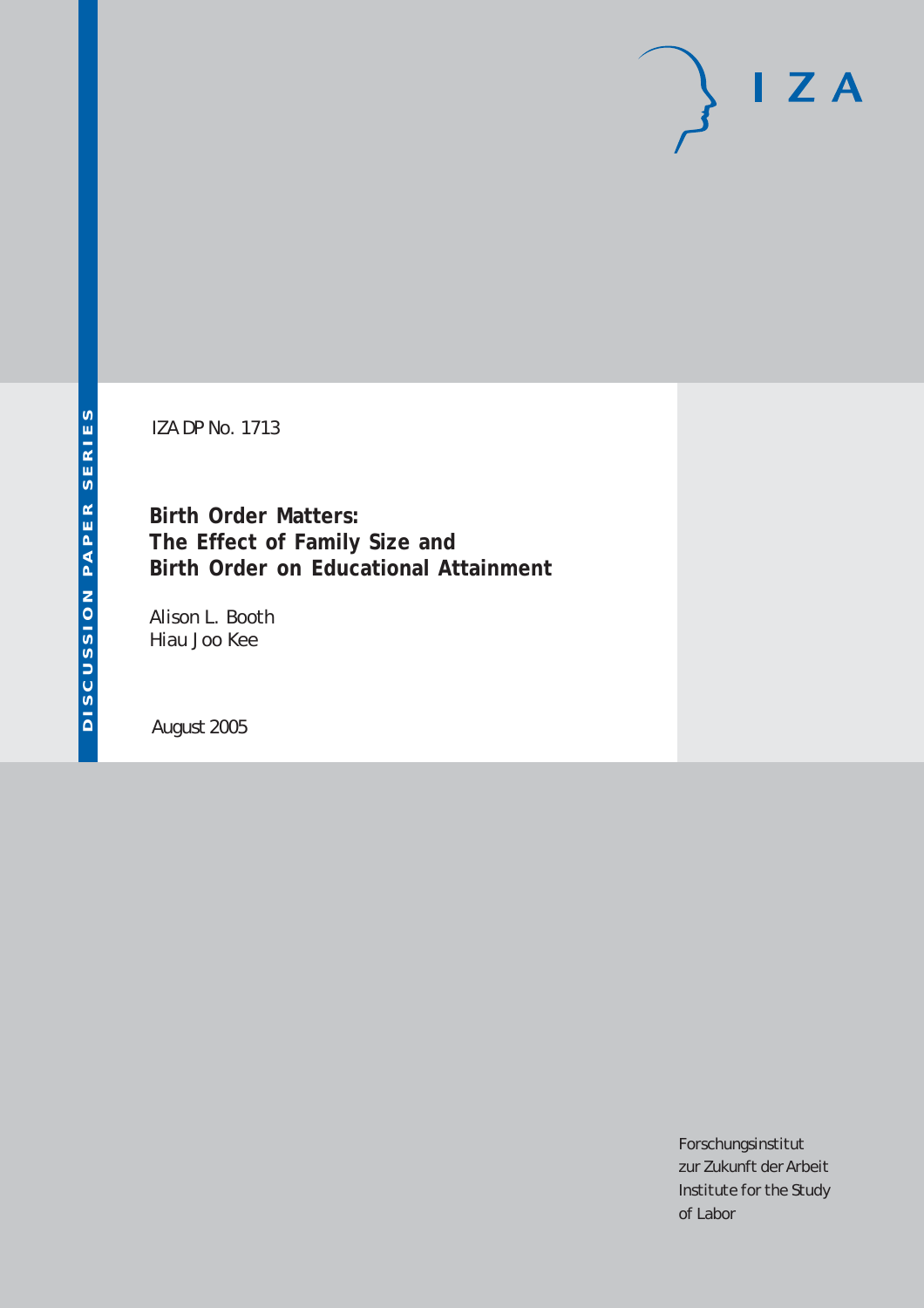IZA DP No. 1713

# Birth Order Matters: The Effect of Family Size and Birth Order on Educational Attainment

Alison L. Booth
Hiau Joo Kee

August 2005

DISCUSSION PAPER SERIES

Forschungsinstitut
zur Zukunft der Arbeit
Institute for the Study
of Labor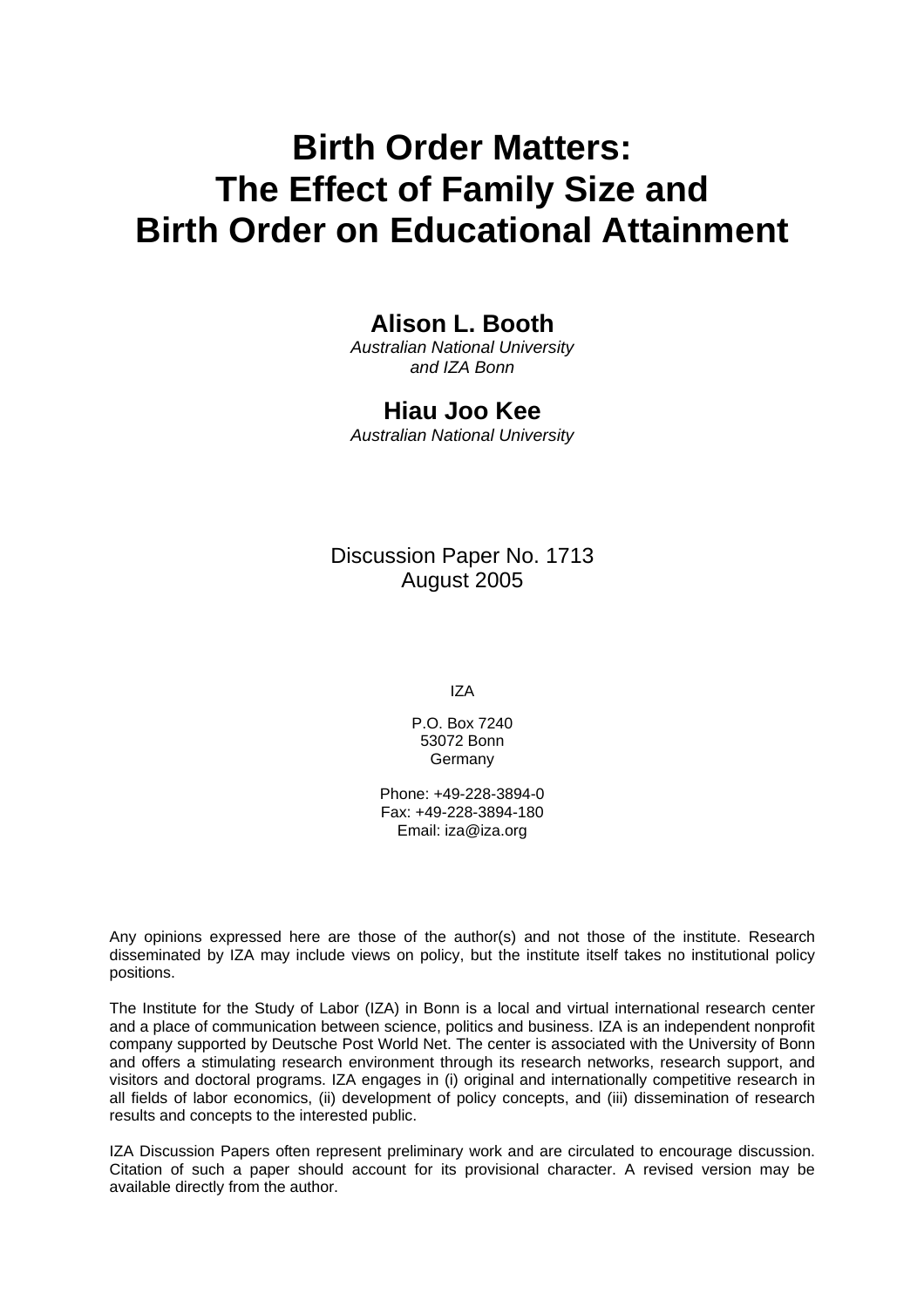# Birth Order Matters: The Effect of Family Size and Birth Order on Educational Attainment

**Alison L. Booth**
*Australian National University and IZA Bonn*

**Hiau Joo Kee**
*Australian National University*

Discussion Paper No. 1713
August 2005

IZA

P.O. Box 7240
53072 Bonn
Germany

Phone: +49-228-3894-0
Fax: +49-228-3894-180
Email: iza@iza.org

Any opinions expressed here are those of the author(s) and not those of the institute. Research disseminated by IZA may include views on policy, but the institute itself takes no institutional policy positions.

The Institute for the Study of Labor (IZA) in Bonn is a local and virtual international research center and a place of communication between science, politics and business. IZA is an independent nonprofit company supported by Deutsche Post World Net. The center is associated with the University of Bonn and offers a stimulating research environment through its research networks, research support, and visitors and doctoral programs. IZA engages in (i) original and internationally competitive research in all fields of labor economics, (ii) development of policy concepts, and (iii) dissemination of research results and concepts to the interested public.

IZA Discussion Papers often represent preliminary work and are circulated to encourage discussion. Citation of such a paper should account for its provisional character. A revised version may be available directly from the author.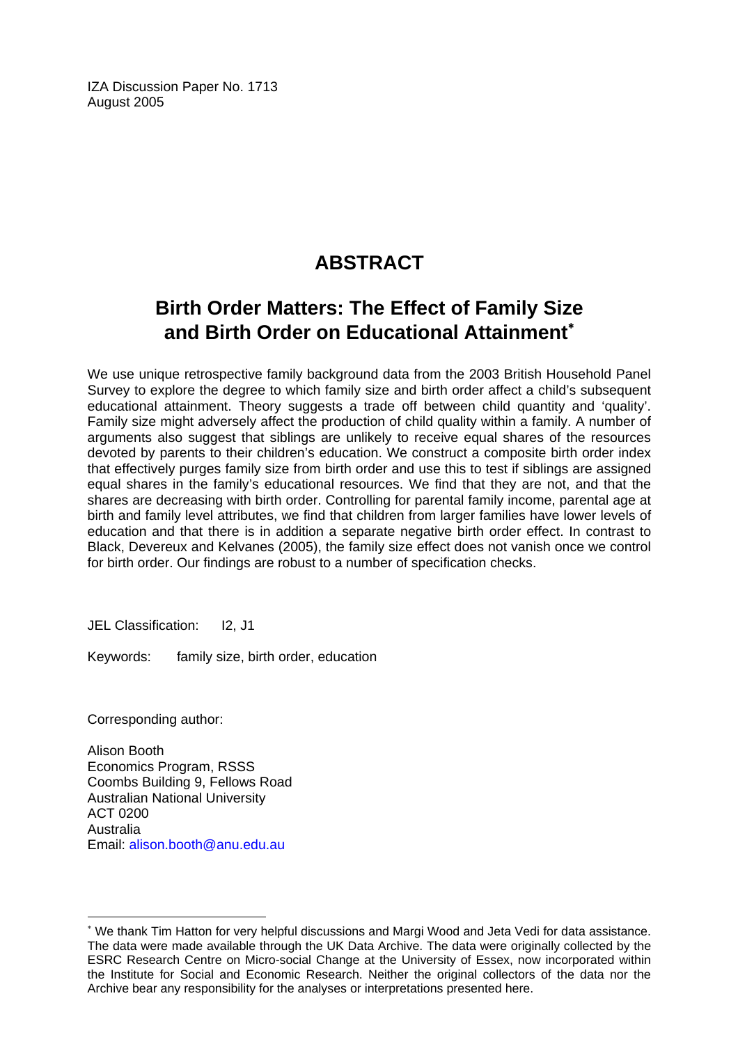IZA Discussion Paper No. 1713
August 2005

# ABSTRACT

## Birth Order Matters: The Effect of Family Size and Birth Order on Educational Attainment*

We use unique retrospective family background data from the 2003 British Household Panel Survey to explore the degree to which family size and birth order affect a child's subsequent educational attainment. Theory suggests a trade off between child quantity and 'quality'. Family size might adversely affect the production of child quality within a family. A number of arguments also suggest that siblings are unlikely to receive equal shares of the resources devoted by parents to their children's education. We construct a composite birth order index that effectively purges family size from birth order and use this to test if siblings are assigned equal shares in the family's educational resources. We find that they are not, and that the shares are decreasing with birth order. Controlling for parental family income, parental age at birth and family level attributes, we find that children from larger families have lower levels of education and that there is in addition a separate negative birth order effect. In contrast to Black, Devereux and Kelvanes (2005), the family size effect does not vanish once we control for birth order. Our findings are robust to a number of specification checks.

JEL Classification: I2, J1

Keywords: family size, birth order, education

Corresponding author:

Alison Booth
Economics Program, RSSS
Coombs Building 9, Fellows Road
Australian National University
ACT 0200
Australia
Email: alison.booth@anu.edu.au

---

* We thank Tim Hatton for very helpful discussions and Margi Wood and Jeta Vedi for data assistance. The data were made available through the UK Data Archive. The data were originally collected by the ESRC Research Centre on Micro-social Change at the University of Essex, now incorporated within the Institute for Social and Economic Research. Neither the original collectors of the data nor the Archive bear any responsibility for the analyses or interpretations presented here.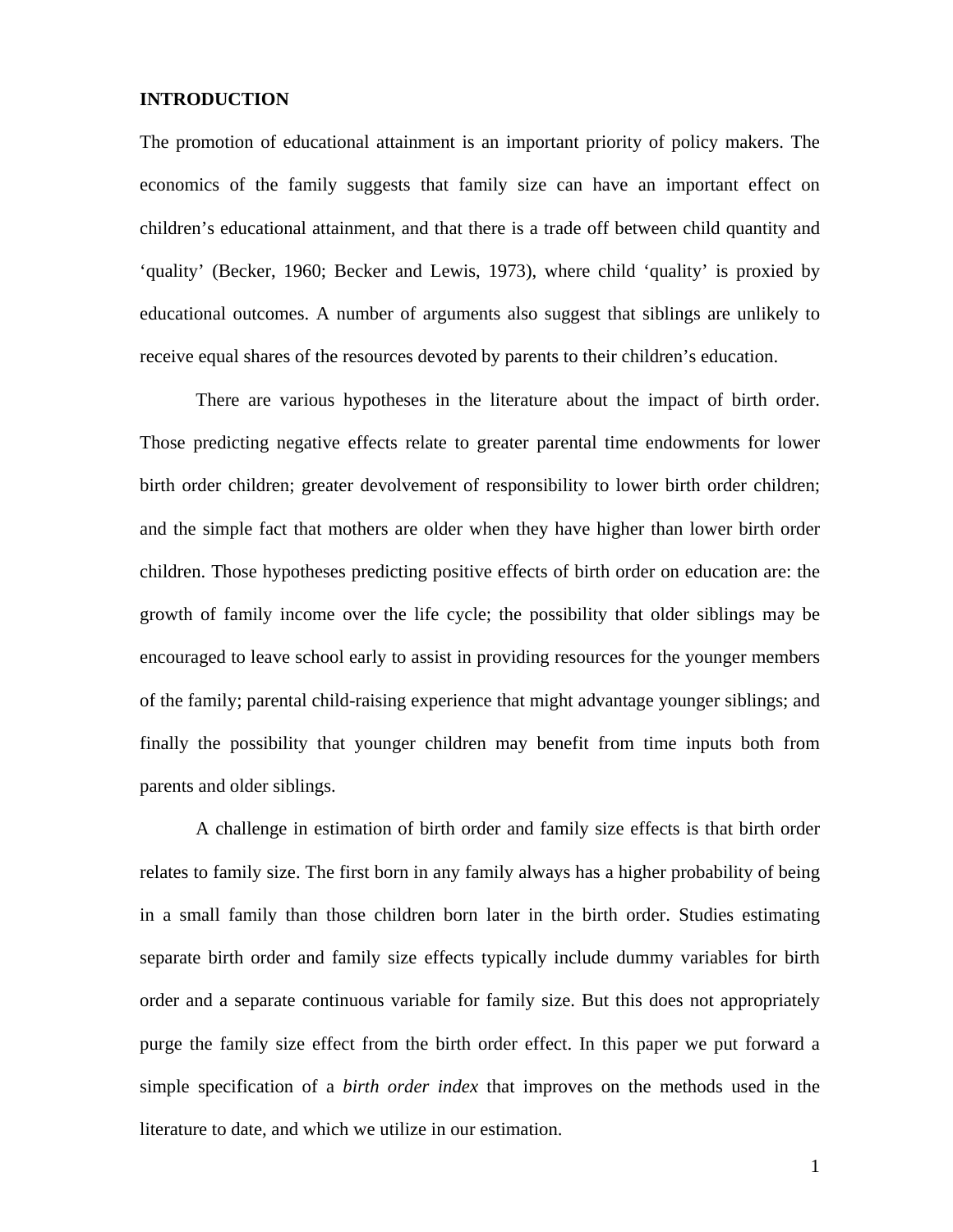## INTRODUCTION

The promotion of educational attainment is an important priority of policy makers. The economics of the family suggests that family size can have an important effect on children's educational attainment, and that there is a trade off between child quantity and 'quality' (Becker, 1960; Becker and Lewis, 1973), where child 'quality' is proxied by educational outcomes. A number of arguments also suggest that siblings are unlikely to receive equal shares of the resources devoted by parents to their children's education.

There are various hypotheses in the literature about the impact of birth order. Those predicting negative effects relate to greater parental time endowments for lower birth order children; greater devolvement of responsibility to lower birth order children; and the simple fact that mothers are older when they have higher than lower birth order children. Those hypotheses predicting positive effects of birth order on education are: the growth of family income over the life cycle; the possibility that older siblings may be encouraged to leave school early to assist in providing resources for the younger members of the family; parental child-raising experience that might advantage younger siblings; and finally the possibility that younger children may benefit from time inputs both from parents and older siblings.

A challenge in estimation of birth order and family size effects is that birth order relates to family size. The first born in any family always has a higher probability of being in a small family than those children born later in the birth order. Studies estimating separate birth order and family size effects typically include dummy variables for birth order and a separate continuous variable for family size. But this does not appropriately purge the family size effect from the birth order effect. In this paper we put forward a simple specification of a *birth order index* that improves on the methods used in the literature to date, and which we utilize in our estimation.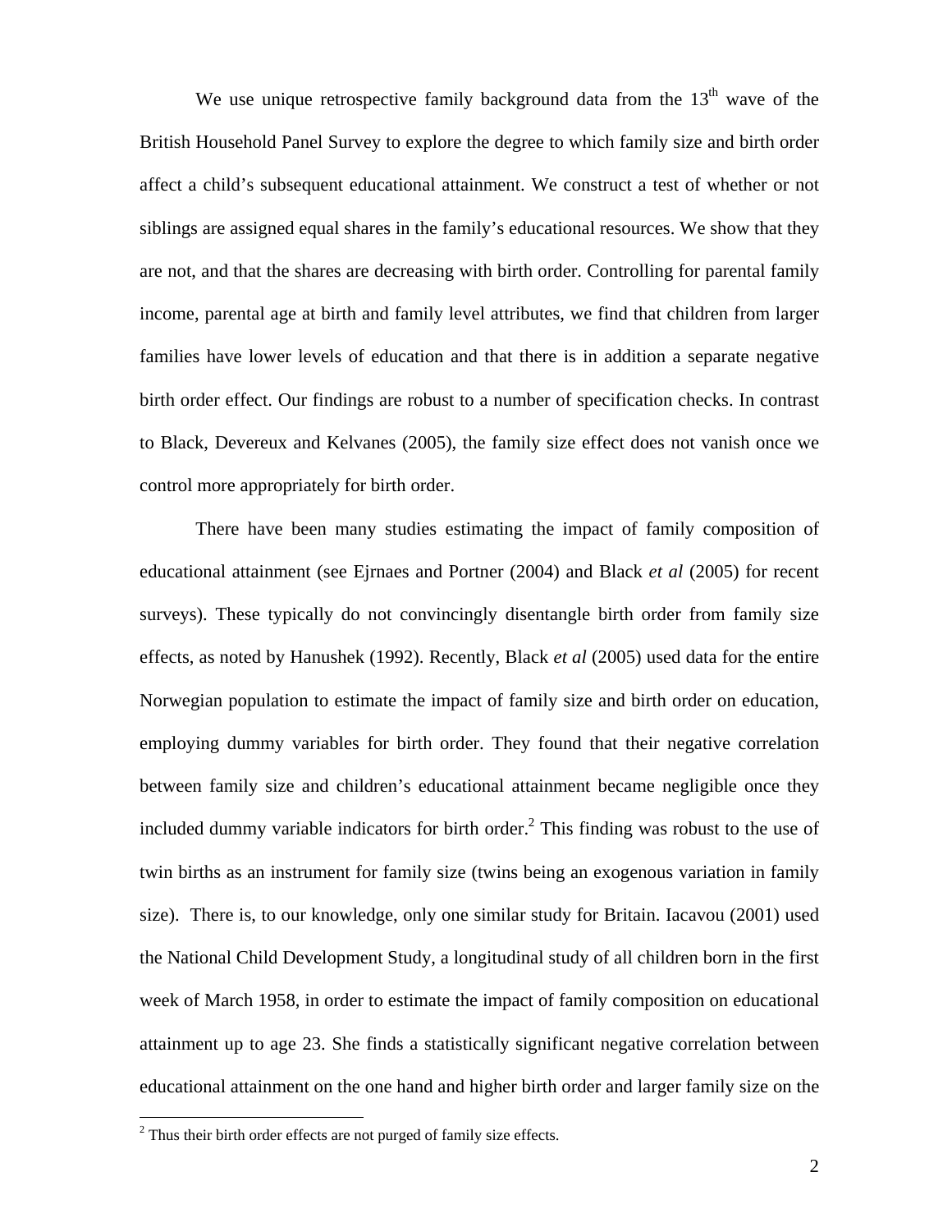We use unique retrospective family background data from the 13th wave of the British Household Panel Survey to explore the degree to which family size and birth order affect a child's subsequent educational attainment. We construct a test of whether or not siblings are assigned equal shares in the family's educational resources. We show that they are not, and that the shares are decreasing with birth order. Controlling for parental family income, parental age at birth and family level attributes, we find that children from larger families have lower levels of education and that there is in addition a separate negative birth order effect. Our findings are robust to a number of specification checks. In contrast to Black, Devereux and Kelvanes (2005), the family size effect does not vanish once we control more appropriately for birth order.

There have been many studies estimating the impact of family composition of educational attainment (see Ejrnaes and Portner (2004) and Black *et al* (2005) for recent surveys). These typically do not convincingly disentangle birth order from family size effects, as noted by Hanushek (1992). Recently, Black *et al* (2005) used data for the entire Norwegian population to estimate the impact of family size and birth order on education, employing dummy variables for birth order. They found that their negative correlation between family size and children's educational attainment became negligible once they included dummy variable indicators for birth order.[2] This finding was robust to the use of twin births as an instrument for family size (twins being an exogenous variation in family size). There is, to our knowledge, only one similar study for Britain. Iacavou (2001) used the National Child Development Study, a longitudinal study of all children born in the first week of March 1958, in order to estimate the impact of family composition on educational attainment up to age 23. She finds a statistically significant negative correlation between educational attainment on the one hand and higher birth order and larger family size on the

[2] Thus their birth order effects are not purged of family size effects.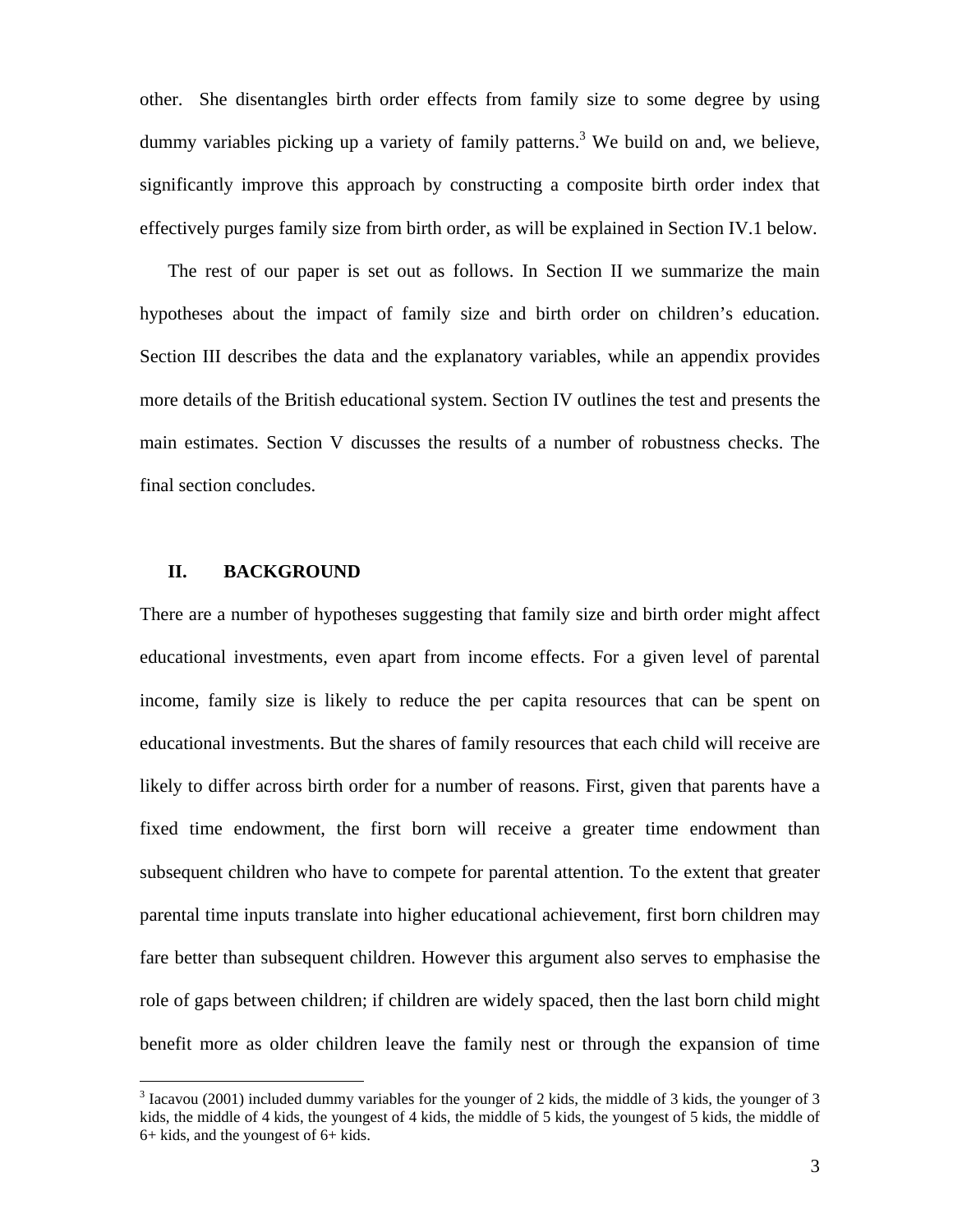other. She disentangles birth order effects from family size to some degree by using dummy variables picking up a variety of family patterns.[3] We build on and, we believe, significantly improve this approach by constructing a composite birth order index that effectively purges family size from birth order, as will be explained in Section IV.1 below.

The rest of our paper is set out as follows. In Section II we summarize the main hypotheses about the impact of family size and birth order on children's education. Section III describes the data and the explanatory variables, while an appendix provides more details of the British educational system. Section IV outlines the test and presents the main estimates. Section V discusses the results of a number of robustness checks. The final section concludes.

## II. BACKGROUND

There are a number of hypotheses suggesting that family size and birth order might affect educational investments, even apart from income effects. For a given level of parental income, family size is likely to reduce the per capita resources that can be spent on educational investments. But the shares of family resources that each child will receive are likely to differ across birth order for a number of reasons. First, given that parents have a fixed time endowment, the first born will receive a greater time endowment than subsequent children who have to compete for parental attention. To the extent that greater parental time inputs translate into higher educational achievement, first born children may fare better than subsequent children. However this argument also serves to emphasise the role of gaps between children; if children are widely spaced, then the last born child might benefit more as older children leave the family nest or through the expansion of time

[3] Iacavou (2001) included dummy variables for the younger of 2 kids, the middle of 3 kids, the younger of 3 kids, the middle of 4 kids, the youngest of 4 kids, the middle of 5 kids, the youngest of 5 kids, the middle of 6+ kids, and the youngest of 6+ kids.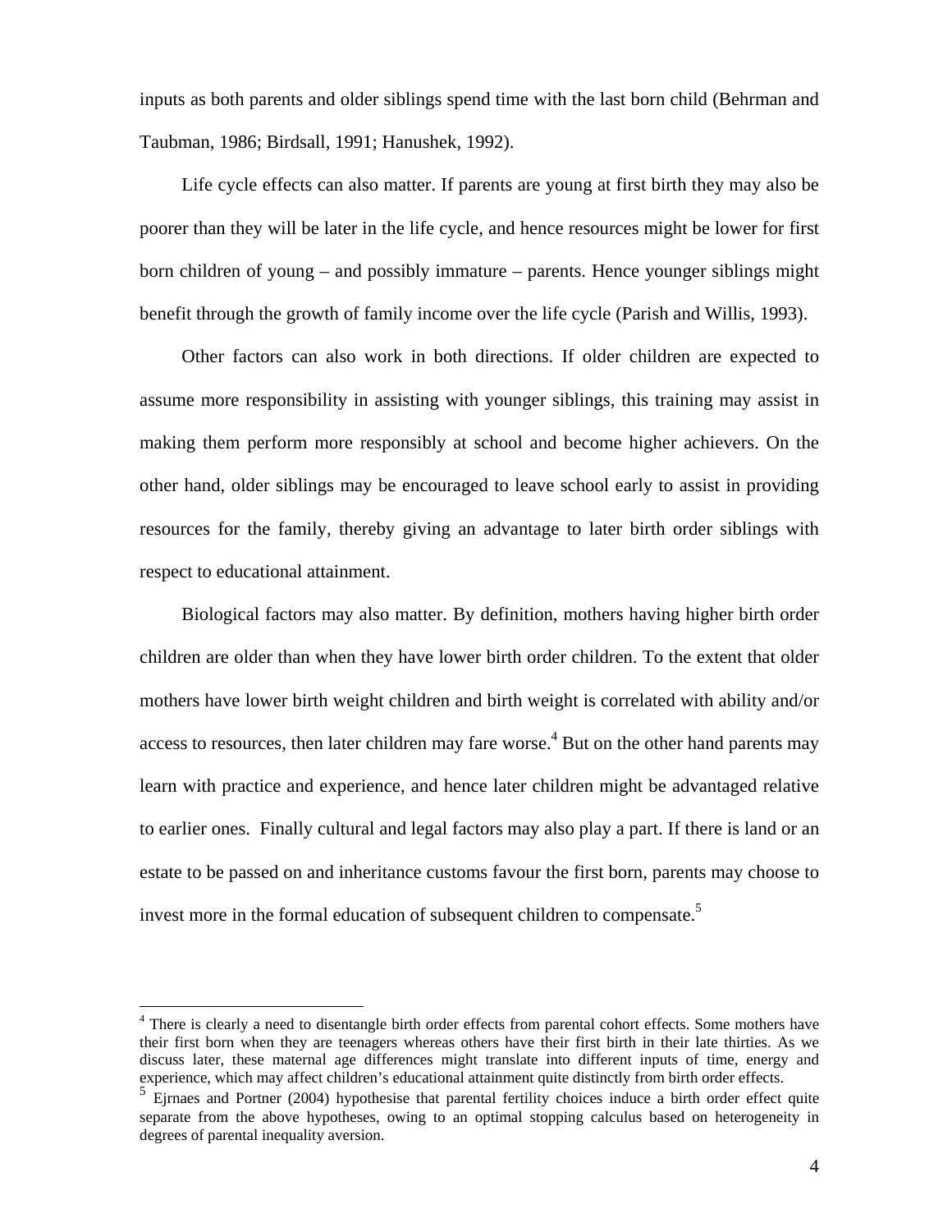inputs as both parents and older siblings spend time with the last born child (Behrman and Taubman, 1986; Birdsall, 1991; Hanushek, 1992).

Life cycle effects can also matter. If parents are young at first birth they may also be poorer than they will be later in the life cycle, and hence resources might be lower for first born children of young – and possibly immature – parents. Hence younger siblings might benefit through the growth of family income over the life cycle (Parish and Willis, 1993).

Other factors can also work in both directions. If older children are expected to assume more responsibility in assisting with younger siblings, this training may assist in making them perform more responsibly at school and become higher achievers. On the other hand, older siblings may be encouraged to leave school early to assist in providing resources for the family, thereby giving an advantage to later birth order siblings with respect to educational attainment.

Biological factors may also matter. By definition, mothers having higher birth order children are older than when they have lower birth order children. To the extent that older mothers have lower birth weight children and birth weight is correlated with ability and/or access to resources, then later children may fare worse.[4] But on the other hand parents may learn with practice and experience, and hence later children might be advantaged relative to earlier ones. Finally cultural and legal factors may also play a part. If there is land or an estate to be passed on and inheritance customs favour the first born, parents may choose to invest more in the formal education of subsequent children to compensate.[5]

---

[4] There is clearly a need to disentangle birth order effects from parental cohort effects. Some mothers have their first born when they are teenagers whereas others have their first birth in their late thirties. As we discuss later, these maternal age differences might translate into different inputs of time, energy and experience, which may affect children's educational attainment quite distinctly from birth order effects.

[5] Ejrnaes and Portner (2004) hypothesise that parental fertility choices induce a birth order effect quite separate from the above hypotheses, owing to an optimal stopping calculus based on heterogeneity in degrees of parental inequality aversion.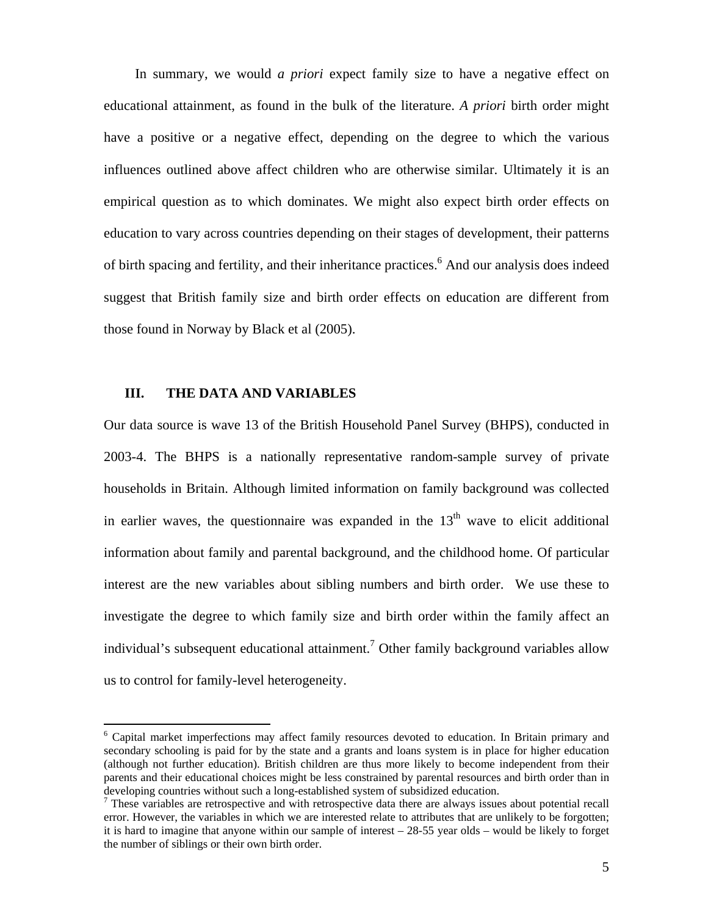In summary, we would *a priori* expect family size to have a negative effect on educational attainment, as found in the bulk of the literature. *A priori* birth order might have a positive or a negative effect, depending on the degree to which the various influences outlined above affect children who are otherwise similar. Ultimately it is an empirical question as to which dominates. We might also expect birth order effects on education to vary across countries depending on their stages of development, their patterns of birth spacing and fertility, and their inheritance practices.[6] And our analysis does indeed suggest that British family size and birth order effects on education are different from those found in Norway by Black et al (2005).

## III. THE DATA AND VARIABLES

Our data source is wave 13 of the British Household Panel Survey (BHPS), conducted in 2003-4. The BHPS is a nationally representative random-sample survey of private households in Britain. Although limited information on family background was collected in earlier waves, the questionnaire was expanded in the 13th wave to elicit additional information about family and parental background, and the childhood home. Of particular interest are the new variables about sibling numbers and birth order. We use these to investigate the degree to which family size and birth order within the family affect an individual's subsequent educational attainment.[7] Other family background variables allow us to control for family-level heterogeneity.

[6] Capital market imperfections may affect family resources devoted to education. In Britain primary and secondary schooling is paid for by the state and a grants and loans system is in place for higher education (although not further education). British children are thus more likely to become independent from their parents and their educational choices might be less constrained by parental resources and birth order than in developing countries without such a long-established system of subsidized education.

[7] These variables are retrospective and with retrospective data there are always issues about potential recall error. However, the variables in which we are interested relate to attributes that are unlikely to be forgotten; it is hard to imagine that anyone within our sample of interest – 28-55 year olds – would be likely to forget the number of siblings or their own birth order.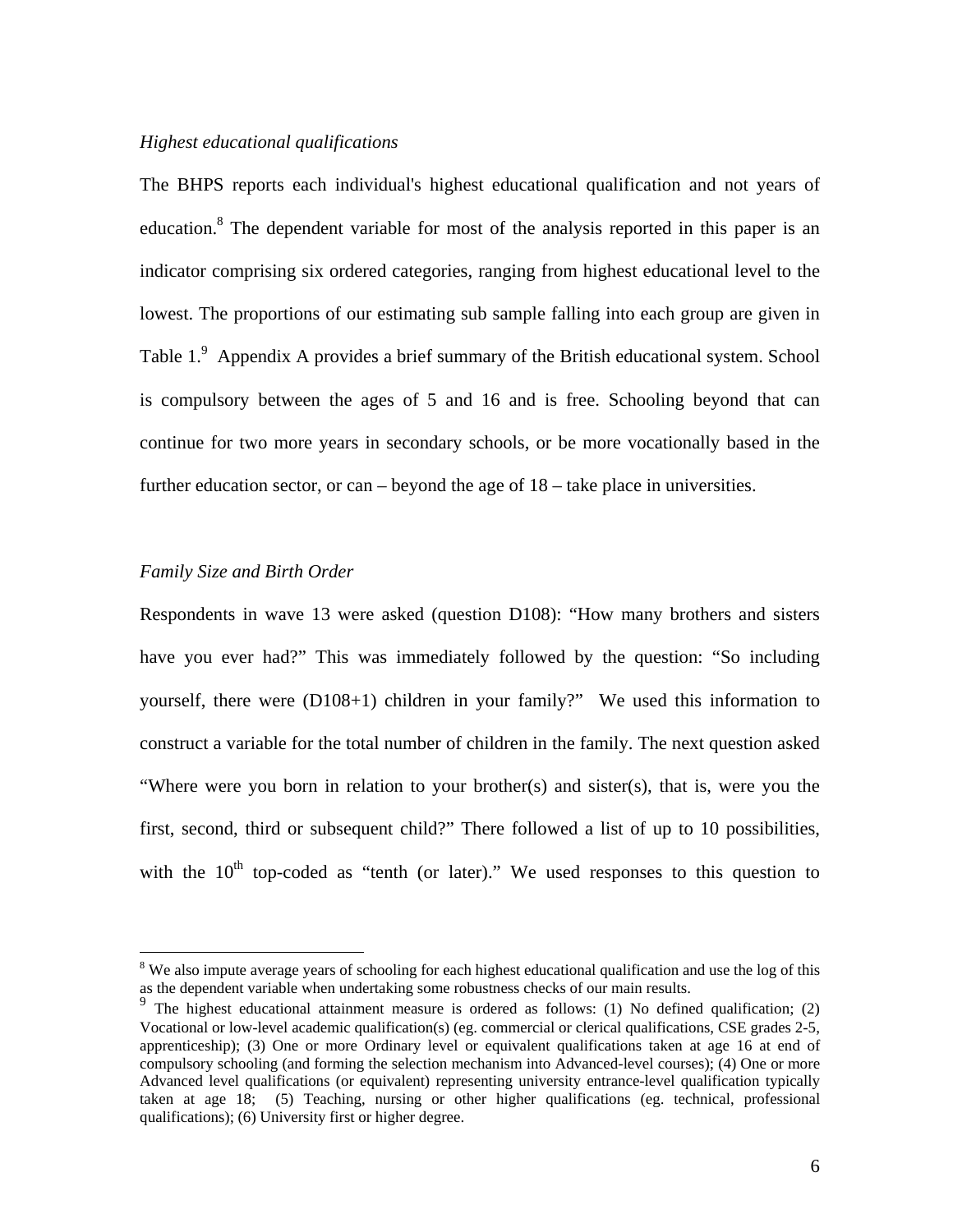*Highest educational qualifications*

The BHPS reports each individual's highest educational qualification and not years of education.[8] The dependent variable for most of the analysis reported in this paper is an indicator comprising six ordered categories, ranging from highest educational level to the lowest. The proportions of our estimating sub sample falling into each group are given in Table 1.[9] Appendix A provides a brief summary of the British educational system. School is compulsory between the ages of 5 and 16 and is free. Schooling beyond that can continue for two more years in secondary schools, or be more vocationally based in the further education sector, or can – beyond the age of 18 – take place in universities.

*Family Size and Birth Order*

Respondents in wave 13 were asked (question D108): "How many brothers and sisters have you ever had?" This was immediately followed by the question: "So including yourself, there were (D108+1) children in your family?" We used this information to construct a variable for the total number of children in the family. The next question asked "Where were you born in relation to your brother(s) and sister(s), that is, were you the first, second, third or subsequent child?" There followed a list of up to 10 possibilities, with the 10th top-coded as "tenth (or later)." We used responses to this question to

---

[8] We also impute average years of schooling for each highest educational qualification and use the log of this as the dependent variable when undertaking some robustness checks of our main results.

[9] The highest educational attainment measure is ordered as follows: (1) No defined qualification; (2) Vocational or low-level academic qualification(s) (eg. commercial or clerical qualifications, CSE grades 2-5, apprenticeship); (3) One or more Ordinary level or equivalent qualifications taken at age 16 at end of compulsory schooling (and forming the selection mechanism into Advanced-level courses); (4) One or more Advanced level qualifications (or equivalent) representing university entrance-level qualification typically taken at age 18; (5) Teaching, nursing or other higher qualifications (eg. technical, professional qualifications); (6) University first or higher degree.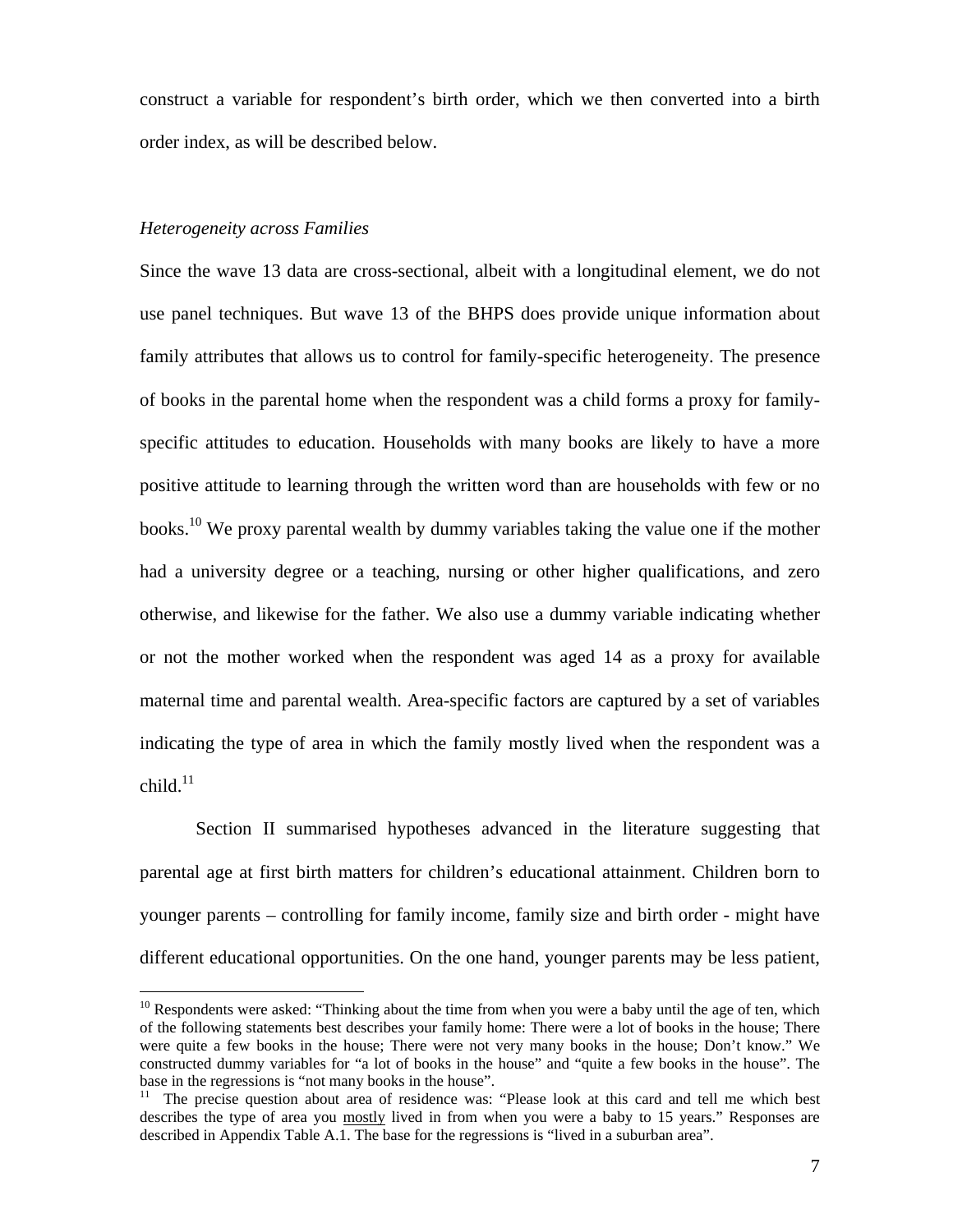construct a variable for respondent's birth order, which we then converted into a birth order index, as will be described below.

*Heterogeneity across Families*

Since the wave 13 data are cross-sectional, albeit with a longitudinal element, we do not use panel techniques. But wave 13 of the BHPS does provide unique information about family attributes that allows us to control for family-specific heterogeneity. The presence of books in the parental home when the respondent was a child forms a proxy for family-specific attitudes to education. Households with many books are likely to have a more positive attitude to learning through the written word than are households with few or no books.[10] We proxy parental wealth by dummy variables taking the value one if the mother had a university degree or a teaching, nursing or other higher qualifications, and zero otherwise, and likewise for the father. We also use a dummy variable indicating whether or not the mother worked when the respondent was aged 14 as a proxy for available maternal time and parental wealth. Area-specific factors are captured by a set of variables indicating the type of area in which the family mostly lived when the respondent was a child.[11]

Section II summarised hypotheses advanced in the literature suggesting that parental age at first birth matters for children's educational attainment. Children born to younger parents – controlling for family income, family size and birth order - might have different educational opportunities. On the one hand, younger parents may be less patient,

[10] Respondents were asked: "Thinking about the time from when you were a baby until the age of ten, which of the following statements best describes your family home: There were a lot of books in the house; There were quite a few books in the house; There were not very many books in the house; Don't know." We constructed dummy variables for "a lot of books in the house" and "quite a few books in the house". The base in the regressions is "not many books in the house".

[11] The precise question about area of residence was: "Please look at this card and tell me which best describes the type of area you mostly lived in from when you were a baby to 15 years." Responses are described in Appendix Table A.1. The base for the regressions is "lived in a suburban area".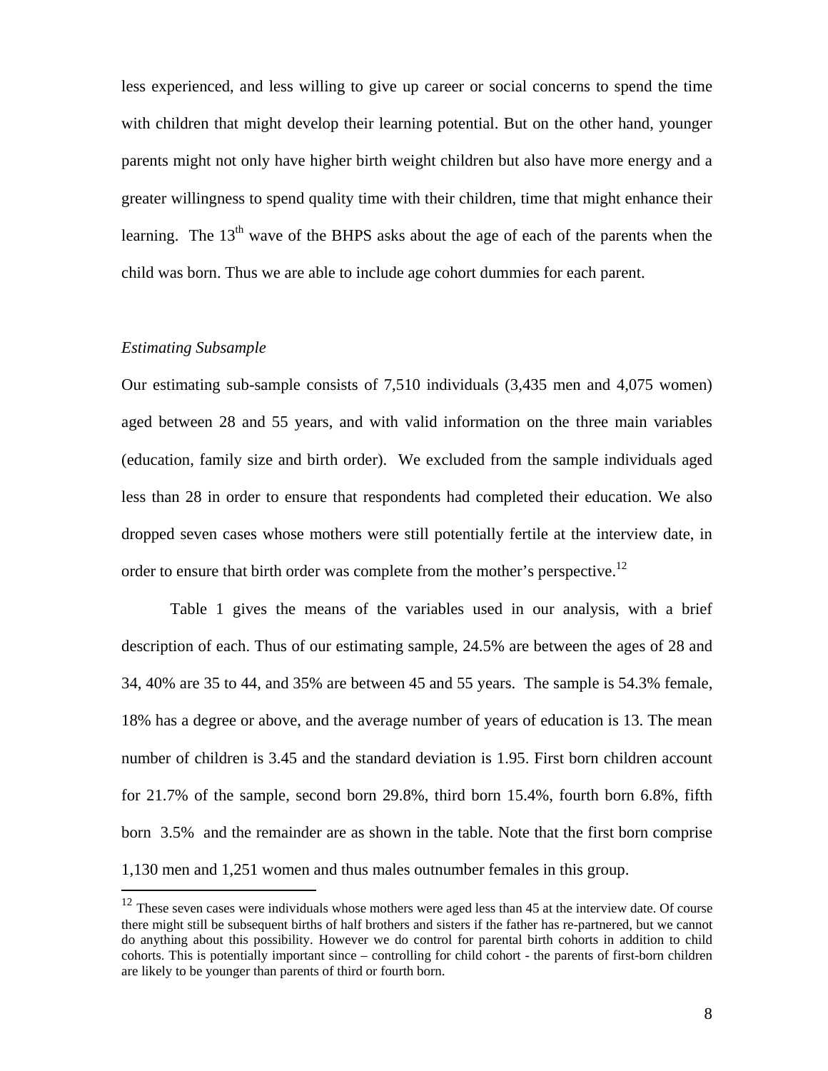less experienced, and less willing to give up career or social concerns to spend the time with children that might develop their learning potential. But on the other hand, younger parents might not only have higher birth weight children but also have more energy and a greater willingness to spend quality time with their children, time that might enhance their learning. The 13th wave of the BHPS asks about the age of each of the parents when the child was born. Thus we are able to include age cohort dummies for each parent.

*Estimating Subsample*

Our estimating sub-sample consists of 7,510 individuals (3,435 men and 4,075 women) aged between 28 and 55 years, and with valid information on the three main variables (education, family size and birth order). We excluded from the sample individuals aged less than 28 in order to ensure that respondents had completed their education. We also dropped seven cases whose mothers were still potentially fertile at the interview date, in order to ensure that birth order was complete from the mother's perspective.[12]

Table 1 gives the means of the variables used in our analysis, with a brief description of each. Thus of our estimating sample, 24.5% are between the ages of 28 and 34, 40% are 35 to 44, and 35% are between 45 and 55 years. The sample is 54.3% female, 18% has a degree or above, and the average number of years of education is 13. The mean number of children is 3.45 and the standard deviation is 1.95. First born children account for 21.7% of the sample, second born 29.8%, third born 15.4%, fourth born 6.8%, fifth born 3.5% and the remainder are as shown in the table. Note that the first born comprise 1,130 men and 1,251 women and thus males outnumber females in this group.

[12] These seven cases were individuals whose mothers were aged less than 45 at the interview date. Of course there might still be subsequent births of half brothers and sisters if the father has re-partnered, but we cannot do anything about this possibility. However we do control for parental birth cohorts in addition to child cohorts. This is potentially important since – controlling for child cohort - the parents of first-born children are likely to be younger than parents of third or fourth born.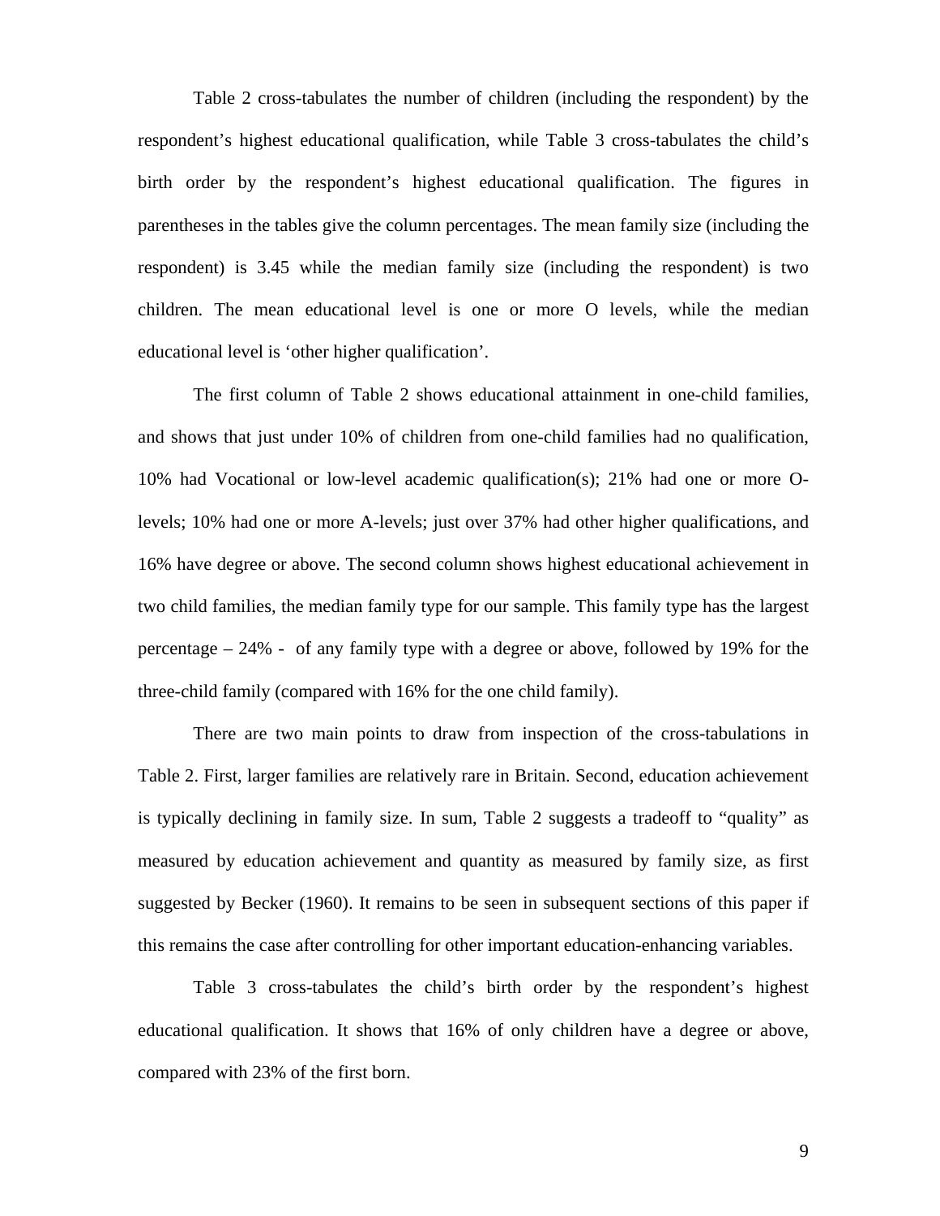Table 2 cross-tabulates the number of children (including the respondent) by the respondent's highest educational qualification, while Table 3 cross-tabulates the child's birth order by the respondent's highest educational qualification. The figures in parentheses in the tables give the column percentages. The mean family size (including the respondent) is 3.45 while the median family size (including the respondent) is two children. The mean educational level is one or more O levels, while the median educational level is 'other higher qualification'.

The first column of Table 2 shows educational attainment in one-child families, and shows that just under 10% of children from one-child families had no qualification, 10% had Vocational or low-level academic qualification(s); 21% had one or more O-levels; 10% had one or more A-levels; just over 37% had other higher qualifications, and 16% have degree or above. The second column shows highest educational achievement in two child families, the median family type for our sample. This family type has the largest percentage – 24% - of any family type with a degree or above, followed by 19% for the three-child family (compared with 16% for the one child family).

There are two main points to draw from inspection of the cross-tabulations in Table 2. First, larger families are relatively rare in Britain. Second, education achievement is typically declining in family size. In sum, Table 2 suggests a tradeoff to "quality" as measured by education achievement and quantity as measured by family size, as first suggested by Becker (1960). It remains to be seen in subsequent sections of this paper if this remains the case after controlling for other important education-enhancing variables.

Table 3 cross-tabulates the child's birth order by the respondent's highest educational qualification. It shows that 16% of only children have a degree or above, compared with 23% of the first born.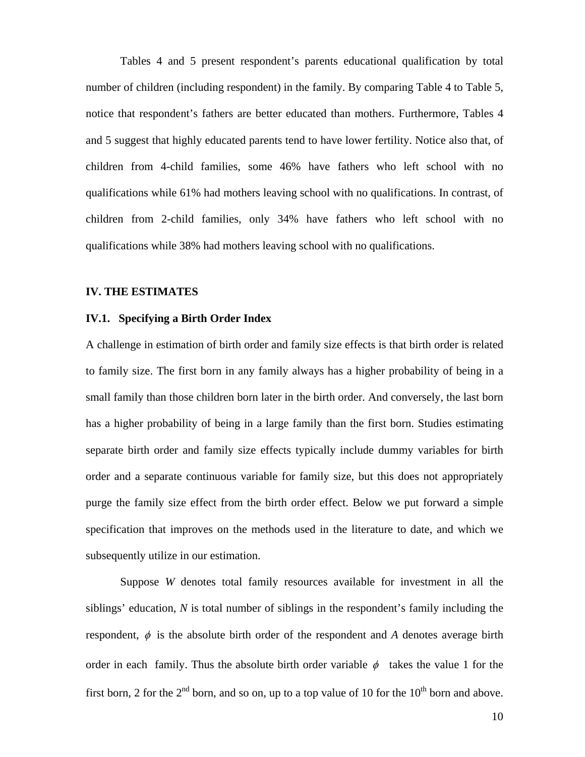Tables 4 and 5 present respondent's parents educational qualification by total number of children (including respondent) in the family. By comparing Table 4 to Table 5, notice that respondent's fathers are better educated than mothers. Furthermore, Tables 4 and 5 suggest that highly educated parents tend to have lower fertility. Notice also that, of children from 4-child families, some 46% have fathers who left school with no qualifications while 61% had mothers leaving school with no qualifications. In contrast, of children from 2-child families, only 34% have fathers who left school with no qualifications while 38% had mothers leaving school with no qualifications.

## IV. THE ESTIMATES

### IV.1. Specifying a Birth Order Index

A challenge in estimation of birth order and family size effects is that birth order is related to family size. The first born in any family always has a higher probability of being in a small family than those children born later in the birth order. And conversely, the last born has a higher probability of being in a large family than the first born. Studies estimating separate birth order and family size effects typically include dummy variables for birth order and a separate continuous variable for family size, but this does not appropriately purge the family size effect from the birth order effect. Below we put forward a simple specification that improves on the methods used in the literature to date, and which we subsequently utilize in our estimation.

Suppose $W$ denotes total family resources available for investment in all the siblings' education, $N$ is total number of siblings in the respondent's family including the respondent, $\phi$ is the absolute birth order of the respondent and $A$ denotes average birth order in each family. Thus the absolute birth order variable $\phi$ takes the value 1 for the first born, 2 for the 2$^{nd}$ born, and so on, up to a top value of 10 for the 10$^{th}$ born and above.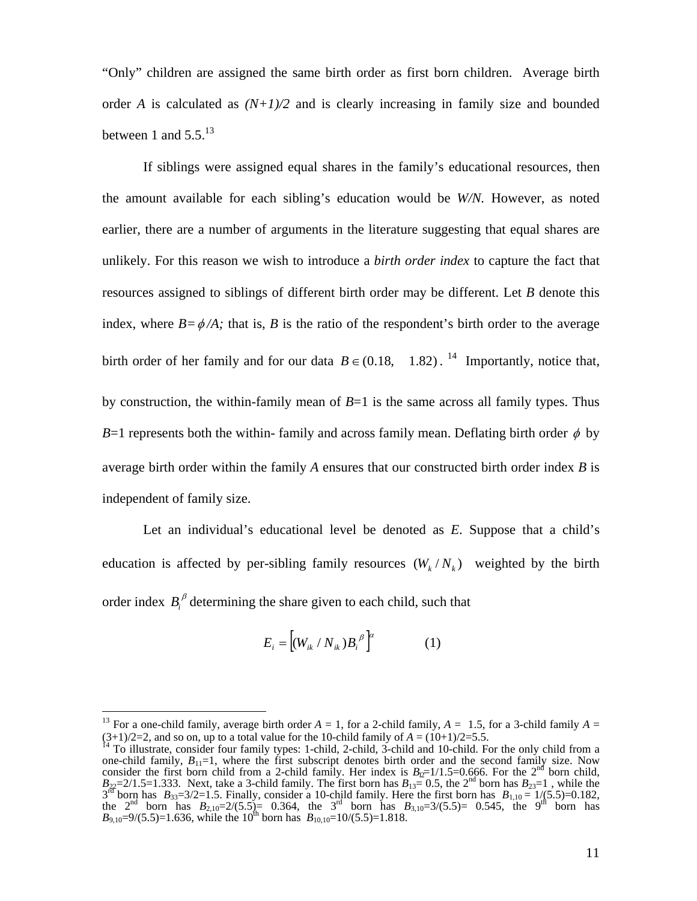"Only" children are assigned the same birth order as first born children. Average birth order $A$ is calculated as $(N+1)/2$ and is clearly increasing in family size and bounded between 1 and 5.5.[13]

If siblings were assigned equal shares in the family's educational resources, then the amount available for each sibling's education would be $W/N$. However, as noted earlier, there are a number of arguments in the literature suggesting that equal shares are unlikely. For this reason we wish to introduce a *birth order index* to capture the fact that resources assigned to siblings of different birth order may be different. Let $B$ denote this index, where $B=\phi/A$; that is, $B$ is the ratio of the respondent's birth order to the average birth order of her family and for our data $B \in (0.18, \quad 1.82)$.[14] Importantly, notice that, by construction, the within-family mean of $B$=1 is the same across all family types. Thus $B$=1 represents both the within- family and across family mean. Deflating birth order $\phi$ by average birth order within the family $A$ ensures that our constructed birth order index $B$ is independent of family size.

Let an individual's educational level be denoted as $E$. Suppose that a child's education is affected by per-sibling family resources $(W_k / N_k)$ weighted by the birth order index $B_i^{\beta}$ determining the share given to each child, such that

$$E_i = \left[ (W_{ik} / N_{ik}) B_i^{\beta} \right]^{\alpha} \qquad (1)$$

---

[13] For a one-child family, average birth order $A$ = 1, for a 2-child family, $A$ = 1.5, for a 3-child family $A$ = (3+1)/2=2, and so on, up to a total value for the 10-child family of $A$ = (10+1)/2=5.5.

[14] To illustrate, consider four family types: 1-child, 2-child, 3-child and 10-child. For the only child from a one-child family, $B_{11}$=1, where the first subscript denotes birth order and the second family size. Now consider the first born child from a 2-child family. Her index is $B_{12}$=1/1.5=0.666. For the 2nd born child, $B_{22}$=2/1.5=1.333. Next, take a 3-child family. The first born has $B_{13}$= 0.5, the 2nd born has $B_{23}$=1 , while the 3rd born has $B_{33}$=3/2=1.5. Finally, consider a 10-child family. Here the first born has $B_{1,10}$ = 1/(5.5)=0.182, the 2nd born has $B_{2,10}$=2/(5.5)= 0.364, the 3rd born has $B_{3,10}$=3/(5.5)= 0.545, the 9th born has $B_{9,10}$=9/(5.5)=1.636, while the 10th born has $B_{10,10}$=10/(5.5)=1.818.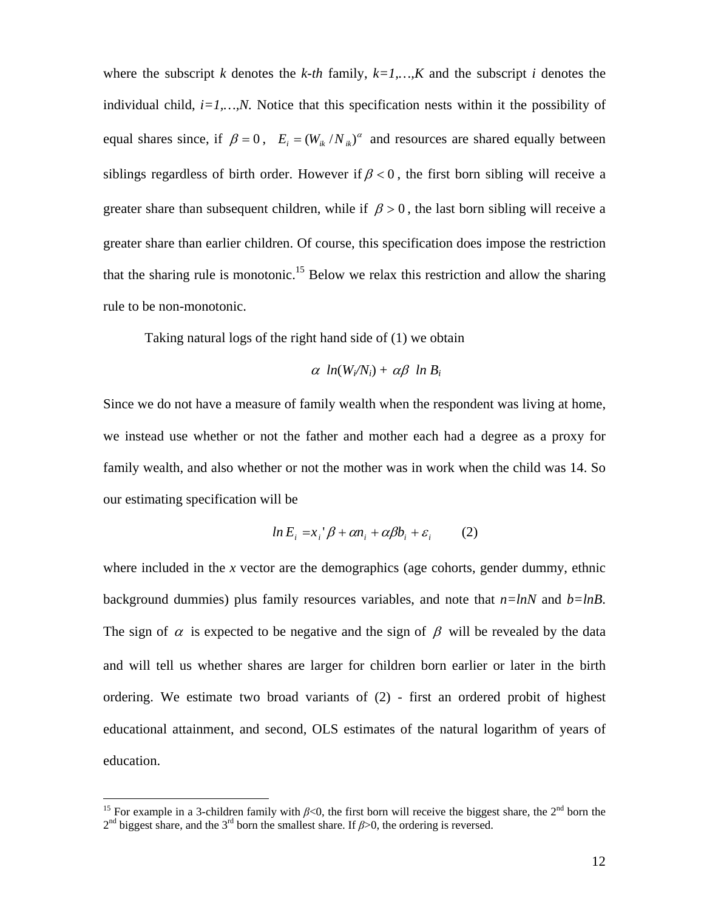where the subscript $k$ denotes the $k$-$th$ family, $k=1,\ldots,K$ and the subscript $i$ denotes the individual child, $i=1,\ldots,N$. Notice that this specification nests within it the possibility of equal shares since, if $\beta = 0$, $E_i = (W_{ik} / N_{ik})^{\alpha}$ and resources are shared equally between siblings regardless of birth order. However if $\beta < 0$, the first born sibling will receive a greater share than subsequent children, while if $\beta > 0$, the last born sibling will receive a greater share than earlier children. Of course, this specification does impose the restriction that the sharing rule is monotonic.[15] Below we relax this restriction and allow the sharing rule to be non-monotonic.

Taking natural logs of the right hand side of (1) we obtain

$$\alpha \ ln(W_i/N_i) + \alpha\beta \ ln \ B_i$$

Since we do not have a measure of family wealth when the respondent was living at home, we instead use whether or not the father and mother each had a degree as a proxy for family wealth, and also whether or not the mother was in work when the child was 14. So our estimating specification will be

$$ln \, E_i = x_i ' \beta + \alpha n_i + \alpha\beta b_i + \varepsilon_i \qquad (2)$$

where included in the $x$ vector are the demographics (age cohorts, gender dummy, ethnic background dummies) plus family resources variables, and note that $n=lnN$ and $b=lnB$. The sign of $\alpha$ is expected to be negative and the sign of $\beta$ will be revealed by the data and will tell us whether shares are larger for children born earlier or later in the birth ordering. We estimate two broad variants of (2) - first an ordered probit of highest educational attainment, and second, OLS estimates of the natural logarithm of years of education.

---

[15] For example in a 3-children family with $\beta<0$, the first born will receive the biggest share, the 2nd born the 2nd biggest share, and the 3rd born the smallest share. If $\beta>0$, the ordering is reversed.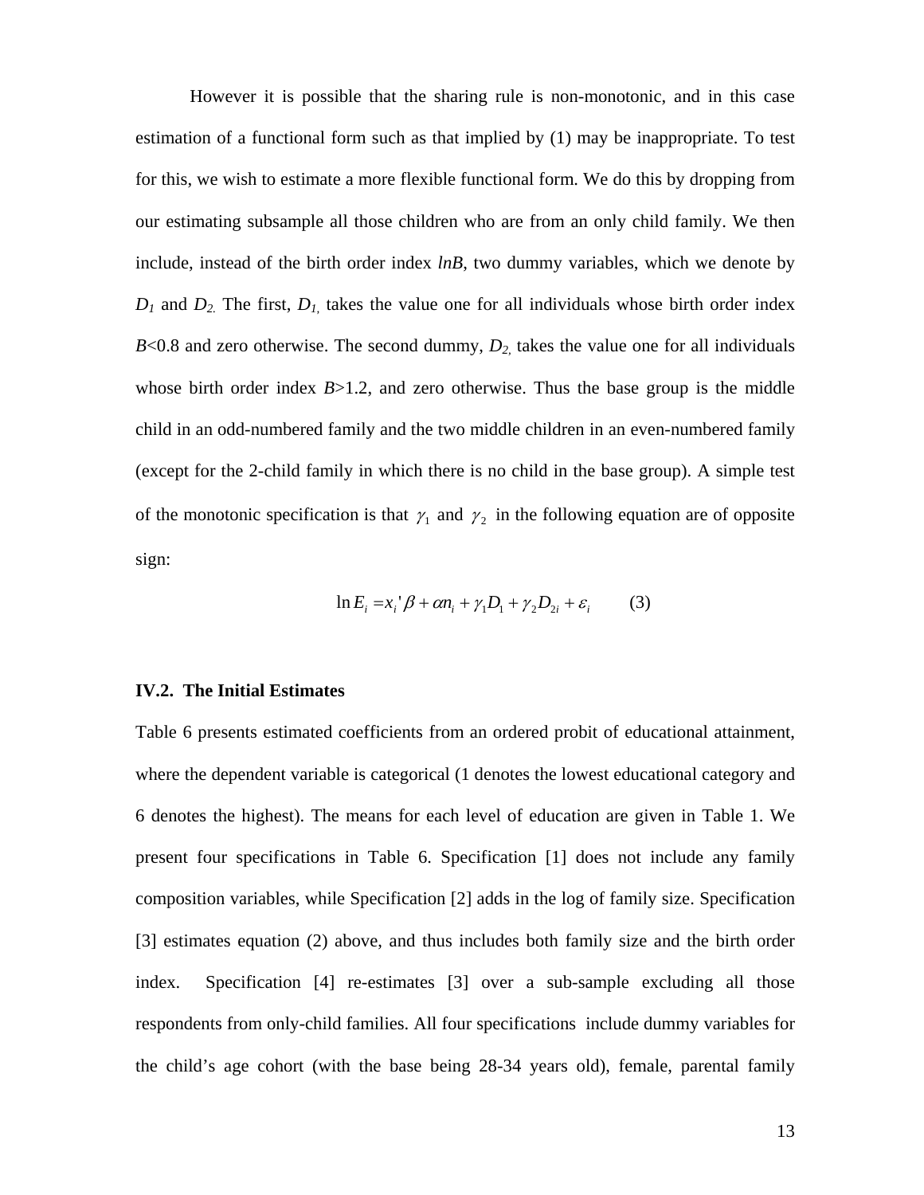However it is possible that the sharing rule is non-monotonic, and in this case estimation of a functional form such as that implied by (1) may be inappropriate. To test for this, we wish to estimate a more flexible functional form. We do this by dropping from our estimating subsample all those children who are from an only child family. We then include, instead of the birth order index *lnB*, two dummy variables, which we denote by $D_1$ and $D_2$. The first, $D_1$, takes the value one for all individuals whose birth order index $B$<0.8 and zero otherwise. The second dummy, $D_2$, takes the value one for all individuals whose birth order index $B$>1.2, and zero otherwise. Thus the base group is the middle child in an odd-numbered family and the two middle children in an even-numbered family (except for the 2-child family in which there is no child in the base group). A simple test of the monotonic specification is that $\gamma_1$ and $\gamma_2$ in the following equation are of opposite sign:

$$\ln E_i = x_i'\beta + \alpha n_i + \gamma_1 D_1 + \gamma_2 D_{2i} + \varepsilon_i \qquad (3)$$

### IV.2. The Initial Estimates

Table 6 presents estimated coefficients from an ordered probit of educational attainment, where the dependent variable is categorical (1 denotes the lowest educational category and 6 denotes the highest). The means for each level of education are given in Table 1. We present four specifications in Table 6. Specification [1] does not include any family composition variables, while Specification [2] adds in the log of family size. Specification [3] estimates equation (2) above, and thus includes both family size and the birth order index. Specification [4] re-estimates [3] over a sub-sample excluding all those respondents from only-child families. All four specifications include dummy variables for the child's age cohort (with the base being 28-34 years old), female, parental family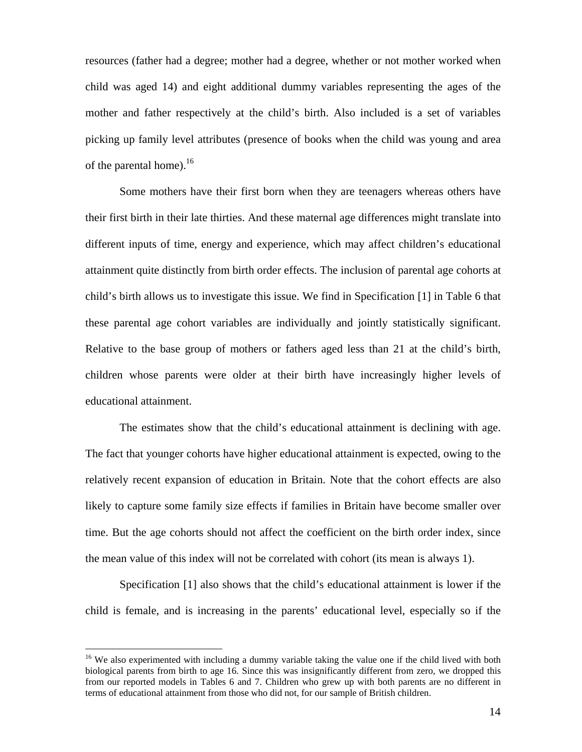resources (father had a degree; mother had a degree, whether or not mother worked when child was aged 14) and eight additional dummy variables representing the ages of the mother and father respectively at the child's birth. Also included is a set of variables picking up family level attributes (presence of books when the child was young and area of the parental home).[16]

Some mothers have their first born when they are teenagers whereas others have their first birth in their late thirties. And these maternal age differences might translate into different inputs of time, energy and experience, which may affect children's educational attainment quite distinctly from birth order effects. The inclusion of parental age cohorts at child's birth allows us to investigate this issue. We find in Specification [1] in Table 6 that these parental age cohort variables are individually and jointly statistically significant. Relative to the base group of mothers or fathers aged less than 21 at the child's birth, children whose parents were older at their birth have increasingly higher levels of educational attainment.

The estimates show that the child's educational attainment is declining with age. The fact that younger cohorts have higher educational attainment is expected, owing to the relatively recent expansion of education in Britain. Note that the cohort effects are also likely to capture some family size effects if families in Britain have become smaller over time. But the age cohorts should not affect the coefficient on the birth order index, since the mean value of this index will not be correlated with cohort (its mean is always 1).

Specification [1] also shows that the child's educational attainment is lower if the child is female, and is increasing in the parents' educational level, especially so if the

[16] We also experimented with including a dummy variable taking the value one if the child lived with both biological parents from birth to age 16. Since this was insignificantly different from zero, we dropped this from our reported models in Tables 6 and 7. Children who grew up with both parents are no different in terms of educational attainment from those who did not, for our sample of British children.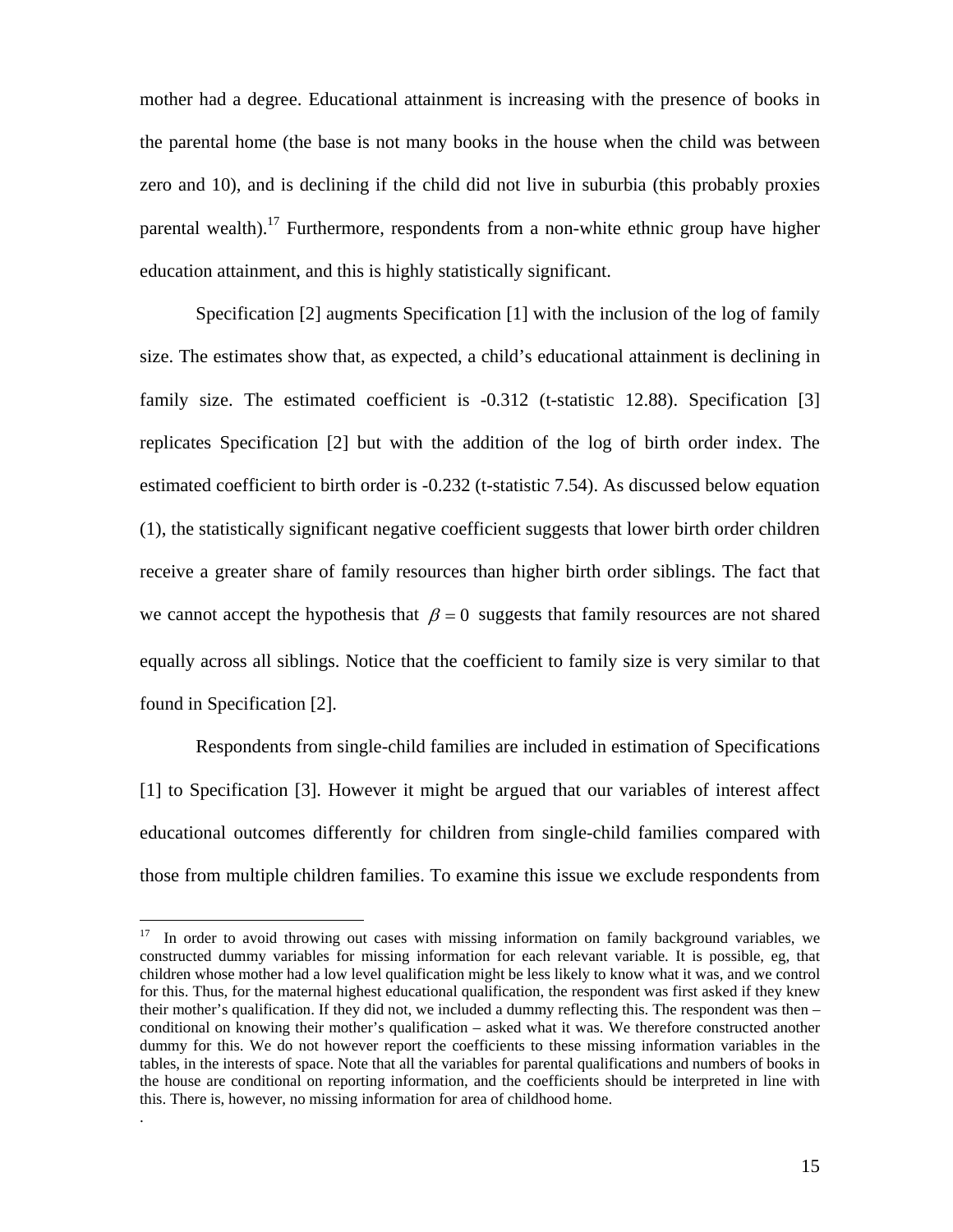mother had a degree. Educational attainment is increasing with the presence of books in the parental home (the base is not many books in the house when the child was between zero and 10), and is declining if the child did not live in suburbia (this probably proxies parental wealth).[17] Furthermore, respondents from a non-white ethnic group have higher education attainment, and this is highly statistically significant.

Specification [2] augments Specification [1] with the inclusion of the log of family size. The estimates show that, as expected, a child's educational attainment is declining in family size. The estimated coefficient is -0.312 (t-statistic 12.88). Specification [3] replicates Specification [2] but with the addition of the log of birth order index. The estimated coefficient to birth order is -0.232 (t-statistic 7.54). As discussed below equation (1), the statistically significant negative coefficient suggests that lower birth order children receive a greater share of family resources than higher birth order siblings. The fact that we cannot accept the hypothesis that $\beta = 0$ suggests that family resources are not shared equally across all siblings. Notice that the coefficient to family size is very similar to that found in Specification [2].

Respondents from single-child families are included in estimation of Specifications [1] to Specification [3]. However it might be argued that our variables of interest affect educational outcomes differently for children from single-child families compared with those from multiple children families. To examine this issue we exclude respondents from

---

[17] In order to avoid throwing out cases with missing information on family background variables, we constructed dummy variables for missing information for each relevant variable. It is possible, eg, that children whose mother had a low level qualification might be less likely to know what it was, and we control for this. Thus, for the maternal highest educational qualification, the respondent was first asked if they knew their mother's qualification. If they did not, we included a dummy reflecting this. The respondent was then – conditional on knowing their mother's qualification – asked what it was. We therefore constructed another dummy for this. We do not however report the coefficients to these missing information variables in the tables, in the interests of space. Note that all the variables for parental qualifications and numbers of books in the house are conditional on reporting information, and the coefficients should be interpreted in line with this. There is, however, no missing information for area of childhood home.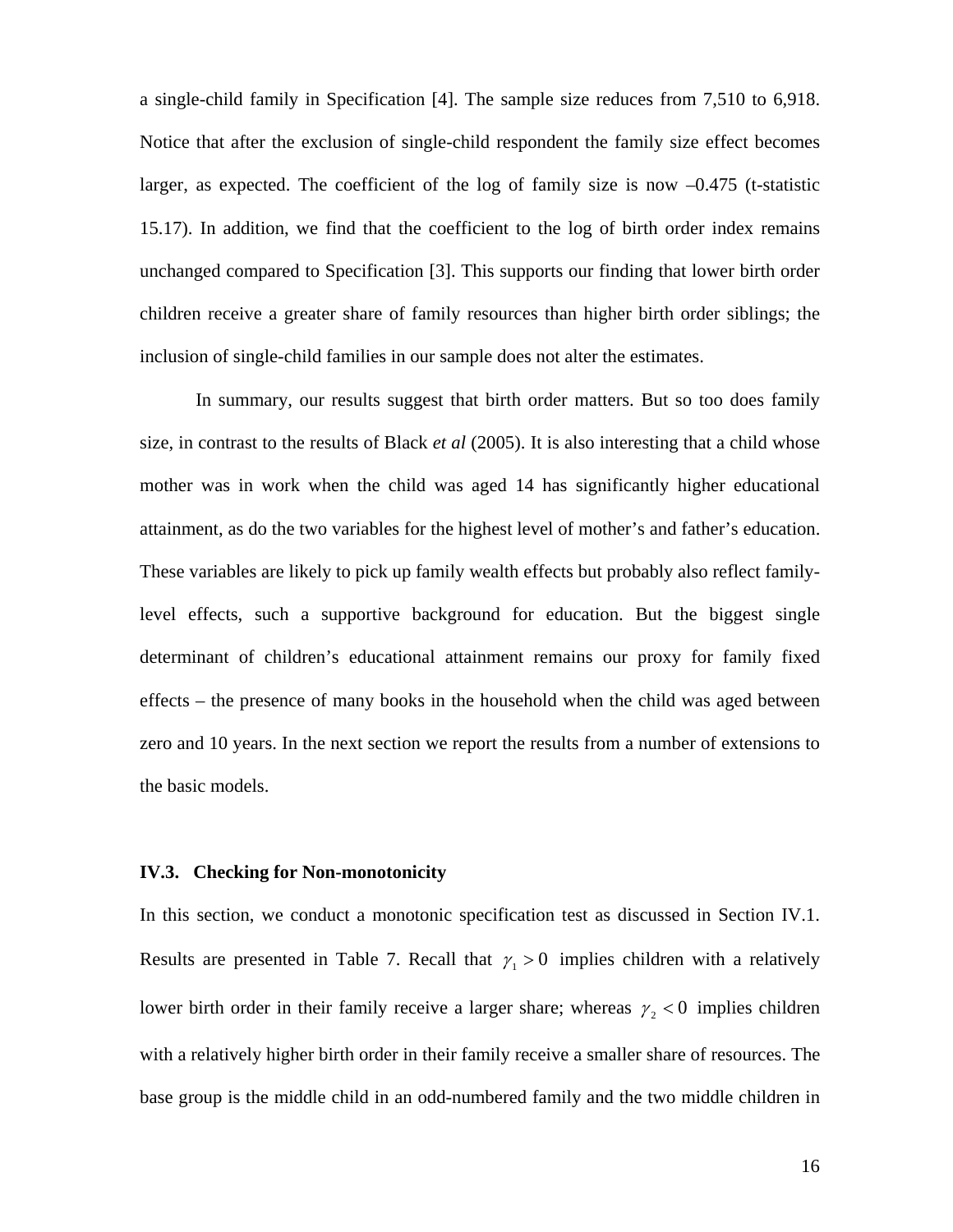a single-child family in Specification [4]. The sample size reduces from 7,510 to 6,918. Notice that after the exclusion of single-child respondent the family size effect becomes larger, as expected. The coefficient of the log of family size is now –0.475 (t-statistic 15.17). In addition, we find that the coefficient to the log of birth order index remains unchanged compared to Specification [3]. This supports our finding that lower birth order children receive a greater share of family resources than higher birth order siblings; the inclusion of single-child families in our sample does not alter the estimates.

In summary, our results suggest that birth order matters. But so too does family size, in contrast to the results of Black *et al* (2005). It is also interesting that a child whose mother was in work when the child was aged 14 has significantly higher educational attainment, as do the two variables for the highest level of mother's and father's education. These variables are likely to pick up family wealth effects but probably also reflect family-level effects, such a supportive background for education. But the biggest single determinant of children's educational attainment remains our proxy for family fixed effects – the presence of many books in the household when the child was aged between zero and 10 years. In the next section we report the results from a number of extensions to the basic models.

### IV.3. Checking for Non-monotonicity

In this section, we conduct a monotonic specification test as discussed in Section IV.1. Results are presented in Table 7. Recall that $\gamma_1 > 0$ implies children with a relatively lower birth order in their family receive a larger share; whereas $\gamma_2 < 0$ implies children with a relatively higher birth order in their family receive a smaller share of resources. The base group is the middle child in an odd-numbered family and the two middle children in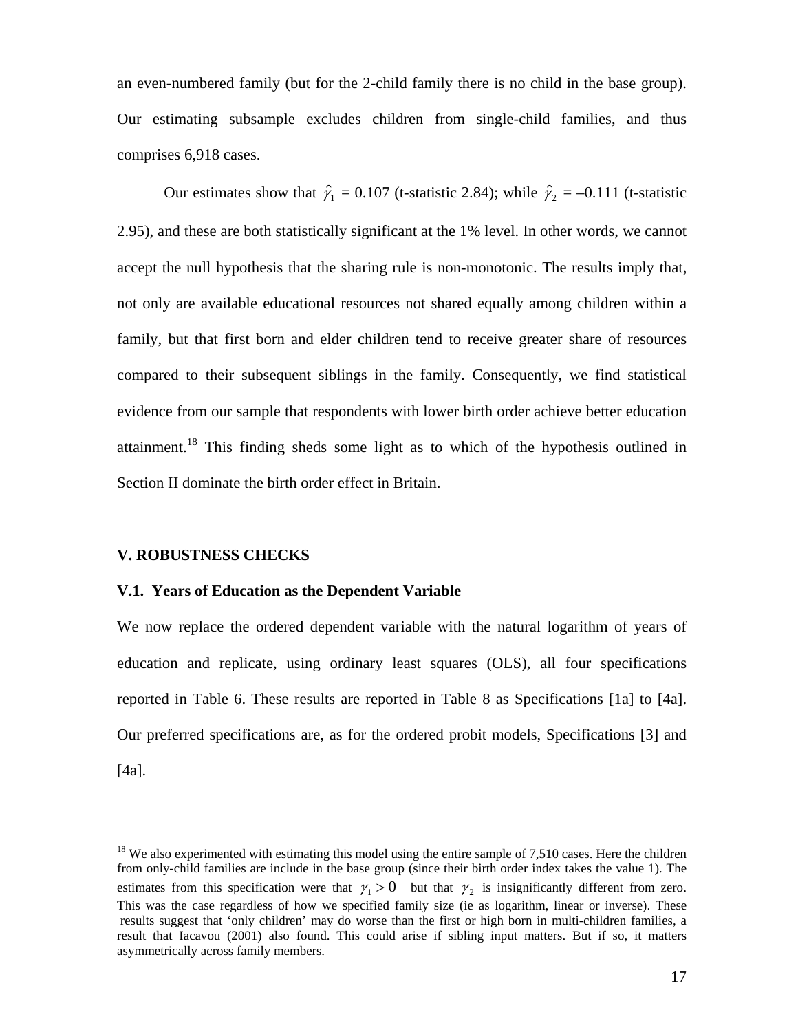an even-numbered family (but for the 2-child family there is no child in the base group). Our estimating subsample excludes children from single-child families, and thus comprises 6,918 cases.

Our estimates show that $\hat{\gamma}_1$ = 0.107 (t-statistic 2.84); while $\hat{\gamma}_2$ = –0.111 (t-statistic 2.95), and these are both statistically significant at the 1% level. In other words, we cannot accept the null hypothesis that the sharing rule is non-monotonic. The results imply that, not only are available educational resources not shared equally among children within a family, but that first born and elder children tend to receive greater share of resources compared to their subsequent siblings in the family. Consequently, we find statistical evidence from our sample that respondents with lower birth order achieve better education attainment.[18] This finding sheds some light as to which of the hypothesis outlined in Section II dominate the birth order effect in Britain.

## V. ROBUSTNESS CHECKS

### V.1. Years of Education as the Dependent Variable

We now replace the ordered dependent variable with the natural logarithm of years of education and replicate, using ordinary least squares (OLS), all four specifications reported in Table 6. These results are reported in Table 8 as Specifications [1a] to [4a]. Our preferred specifications are, as for the ordered probit models, Specifications [3] and [4a].

---

[18] We also experimented with estimating this model using the entire sample of 7,510 cases. Here the children from only-child families are include in the base group (since their birth order index takes the value 1). The estimates from this specification were that $\gamma_1 > 0$ but that $\gamma_2$ is insignificantly different from zero. This was the case regardless of how we specified family size (ie as logarithm, linear or inverse). These results suggest that 'only children' may do worse than the first or high born in multi-children families, a result that Iacavou (2001) also found. This could arise if sibling input matters. But if so, it matters asymmetrically across family members.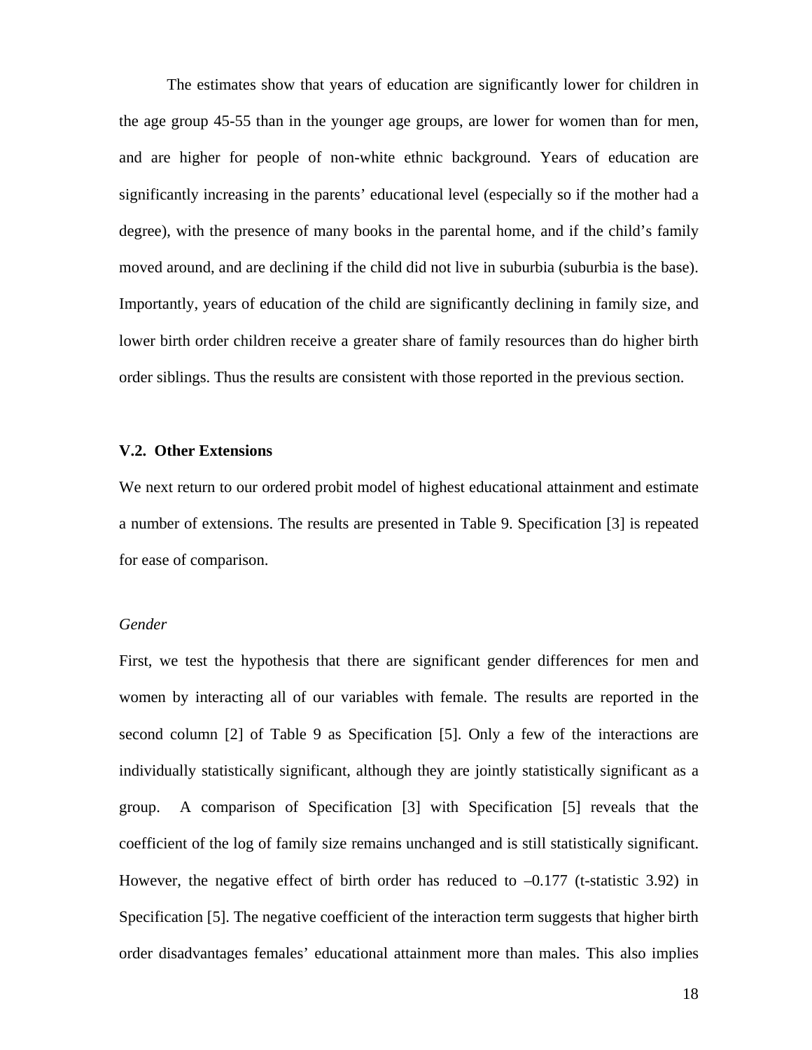The estimates show that years of education are significantly lower for children in the age group 45-55 than in the younger age groups, are lower for women than for men, and are higher for people of non-white ethnic background. Years of education are significantly increasing in the parents' educational level (especially so if the mother had a degree), with the presence of many books in the parental home, and if the child's family moved around, and are declining if the child did not live in suburbia (suburbia is the base). Importantly, years of education of the child are significantly declining in family size, and lower birth order children receive a greater share of family resources than do higher birth order siblings. Thus the results are consistent with those reported in the previous section.

### V.2. Other Extensions

We next return to our ordered probit model of highest educational attainment and estimate a number of extensions. The results are presented in Table 9. Specification [3] is repeated for ease of comparison.

*Gender*

First, we test the hypothesis that there are significant gender differences for men and women by interacting all of our variables with female. The results are reported in the second column [2] of Table 9 as Specification [5]. Only a few of the interactions are individually statistically significant, although they are jointly statistically significant as a group. A comparison of Specification [3] with Specification [5] reveals that the coefficient of the log of family size remains unchanged and is still statistically significant. However, the negative effect of birth order has reduced to –0.177 (t-statistic 3.92) in Specification [5]. The negative coefficient of the interaction term suggests that higher birth order disadvantages females' educational attainment more than males. This also implies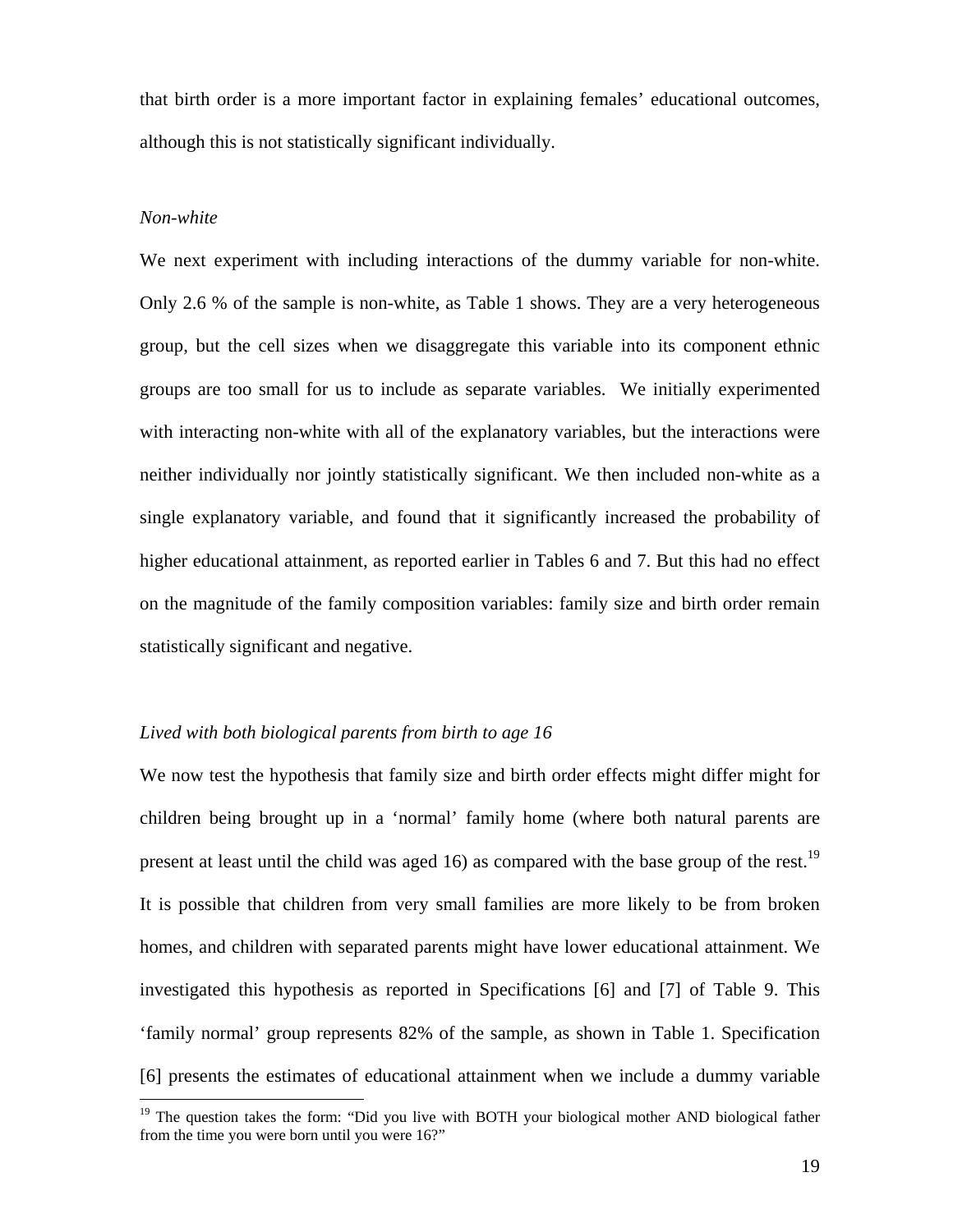that birth order is a more important factor in explaining females' educational outcomes, although this is not statistically significant individually.

*Non-white*

We next experiment with including interactions of the dummy variable for non-white. Only 2.6 % of the sample is non-white, as Table 1 shows. They are a very heterogeneous group, but the cell sizes when we disaggregate this variable into its component ethnic groups are too small for us to include as separate variables. We initially experimented with interacting non-white with all of the explanatory variables, but the interactions were neither individually nor jointly statistically significant. We then included non-white as a single explanatory variable, and found that it significantly increased the probability of higher educational attainment, as reported earlier in Tables 6 and 7. But this had no effect on the magnitude of the family composition variables: family size and birth order remain statistically significant and negative.

*Lived with both biological parents from birth to age 16*

We now test the hypothesis that family size and birth order effects might differ might for children being brought up in a 'normal' family home (where both natural parents are present at least until the child was aged 16) as compared with the base group of the rest.[19] It is possible that children from very small families are more likely to be from broken homes, and children with separated parents might have lower educational attainment. We investigated this hypothesis as reported in Specifications [6] and [7] of Table 9. This 'family normal' group represents 82% of the sample, as shown in Table 1. Specification [6] presents the estimates of educational attainment when we include a dummy variable

[19] The question takes the form: "Did you live with BOTH your biological mother AND biological father from the time you were born until you were 16?"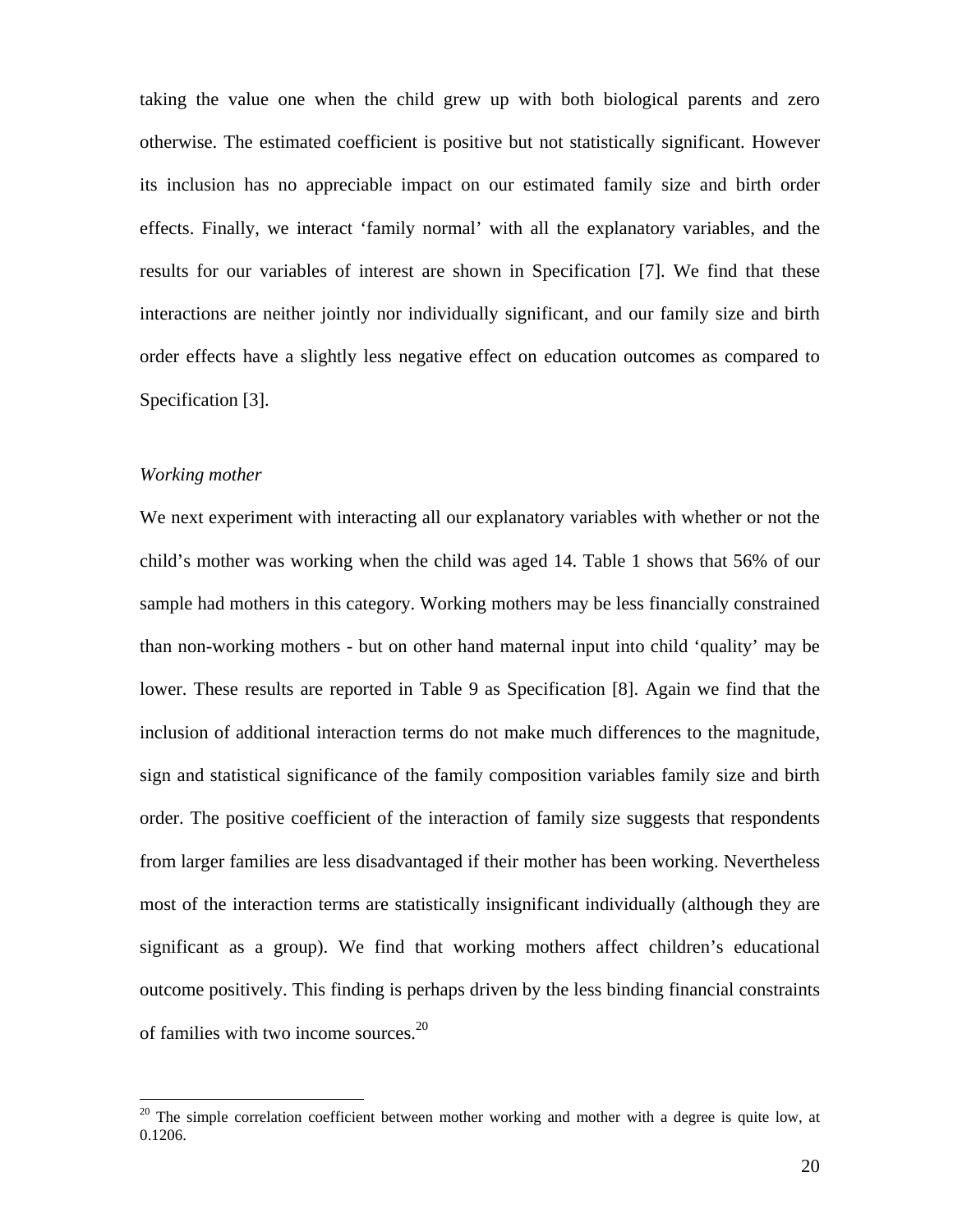taking the value one when the child grew up with both biological parents and zero otherwise. The estimated coefficient is positive but not statistically significant. However its inclusion has no appreciable impact on our estimated family size and birth order effects. Finally, we interact 'family normal' with all the explanatory variables, and the results for our variables of interest are shown in Specification [7]. We find that these interactions are neither jointly nor individually significant, and our family size and birth order effects have a slightly less negative effect on education outcomes as compared to Specification [3].

*Working mother*

We next experiment with interacting all our explanatory variables with whether or not the child's mother was working when the child was aged 14. Table 1 shows that 56% of our sample had mothers in this category. Working mothers may be less financially constrained than non-working mothers - but on other hand maternal input into child 'quality' may be lower. These results are reported in Table 9 as Specification [8]. Again we find that the inclusion of additional interaction terms do not make much differences to the magnitude, sign and statistical significance of the family composition variables family size and birth order. The positive coefficient of the interaction of family size suggests that respondents from larger families are less disadvantaged if their mother has been working. Nevertheless most of the interaction terms are statistically insignificant individually (although they are significant as a group). We find that working mothers affect children's educational outcome positively. This finding is perhaps driven by the less binding financial constraints of families with two income sources.[20]

[20] The simple correlation coefficient between mother working and mother with a degree is quite low, at 0.1206.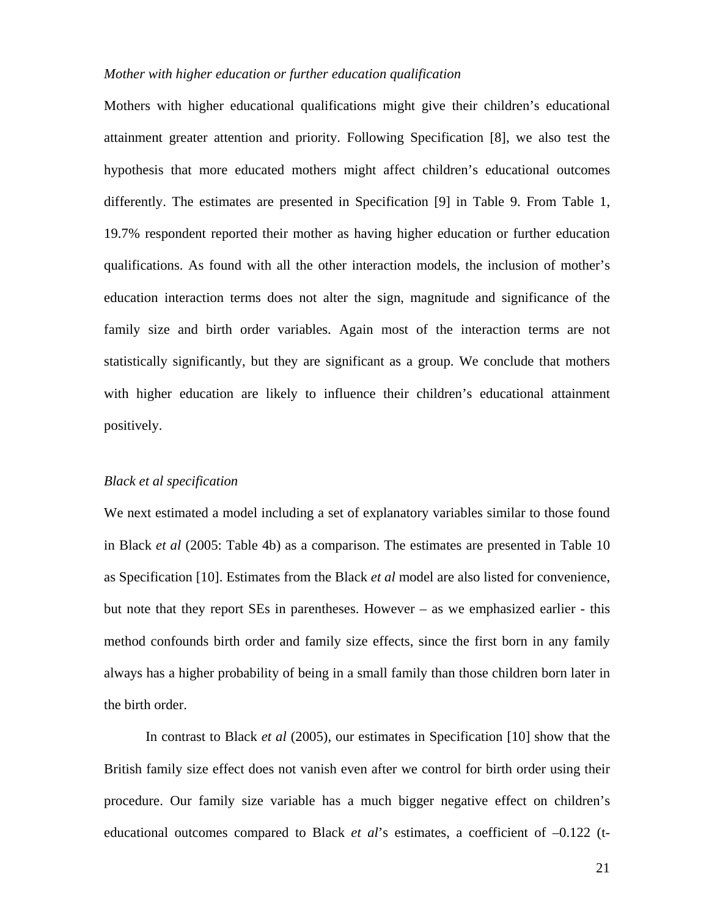*Mother with higher education or further education qualification*

Mothers with higher educational qualifications might give their children's educational attainment greater attention and priority. Following Specification [8], we also test the hypothesis that more educated mothers might affect children's educational outcomes differently. The estimates are presented in Specification [9] in Table 9. From Table 1, 19.7% respondent reported their mother as having higher education or further education qualifications. As found with all the other interaction models, the inclusion of mother's education interaction terms does not alter the sign, magnitude and significance of the family size and birth order variables. Again most of the interaction terms are not statistically significantly, but they are significant as a group. We conclude that mothers with higher education are likely to influence their children's educational attainment positively.

*Black et al specification*

We next estimated a model including a set of explanatory variables similar to those found in Black *et al* (2005: Table 4b) as a comparison. The estimates are presented in Table 10 as Specification [10]. Estimates from the Black *et al* model are also listed for convenience, but note that they report SEs in parentheses. However – as we emphasized earlier - this method confounds birth order and family size effects, since the first born in any family always has a higher probability of being in a small family than those children born later in the birth order.

In contrast to Black *et al* (2005), our estimates in Specification [10] show that the British family size effect does not vanish even after we control for birth order using their procedure. Our family size variable has a much bigger negative effect on children's educational outcomes compared to Black *et al*'s estimates, a coefficient of –0.122 (t-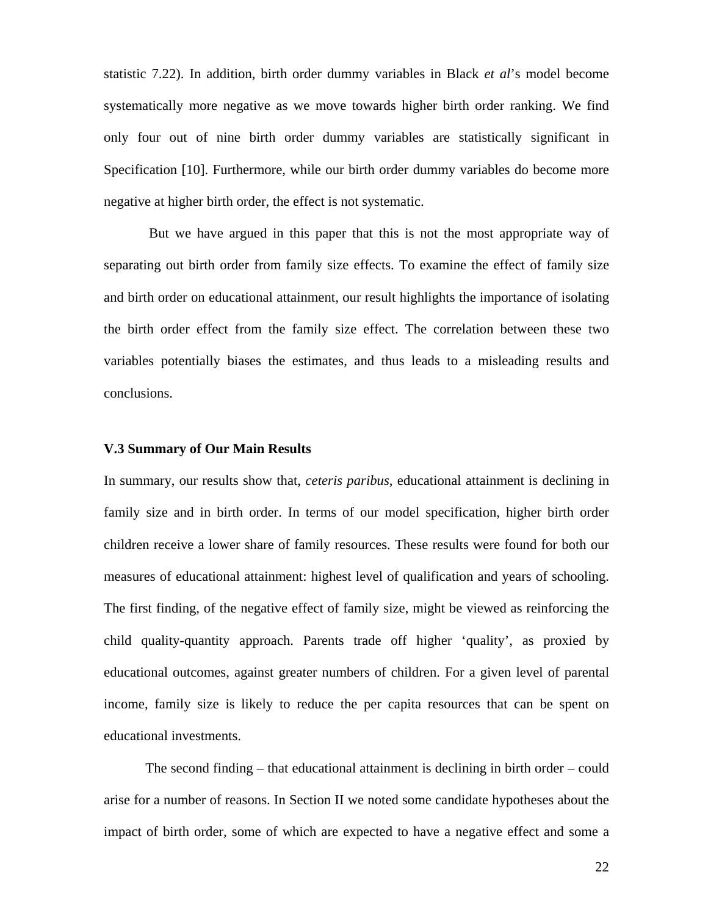statistic 7.22). In addition, birth order dummy variables in Black *et al*'s model become systematically more negative as we move towards higher birth order ranking. We find only four out of nine birth order dummy variables are statistically significant in Specification [10]. Furthermore, while our birth order dummy variables do become more negative at higher birth order, the effect is not systematic.

But we have argued in this paper that this is not the most appropriate way of separating out birth order from family size effects. To examine the effect of family size and birth order on educational attainment, our result highlights the importance of isolating the birth order effect from the family size effect. The correlation between these two variables potentially biases the estimates, and thus leads to a misleading results and conclusions.

### V.3 Summary of Our Main Results

In summary, our results show that, *ceteris paribus*, educational attainment is declining in family size and in birth order. In terms of our model specification, higher birth order children receive a lower share of family resources. These results were found for both our measures of educational attainment: highest level of qualification and years of schooling. The first finding, of the negative effect of family size, might be viewed as reinforcing the child quality-quantity approach. Parents trade off higher 'quality', as proxied by educational outcomes, against greater numbers of children. For a given level of parental income, family size is likely to reduce the per capita resources that can be spent on educational investments.

The second finding – that educational attainment is declining in birth order – could arise for a number of reasons. In Section II we noted some candidate hypotheses about the impact of birth order, some of which are expected to have a negative effect and some a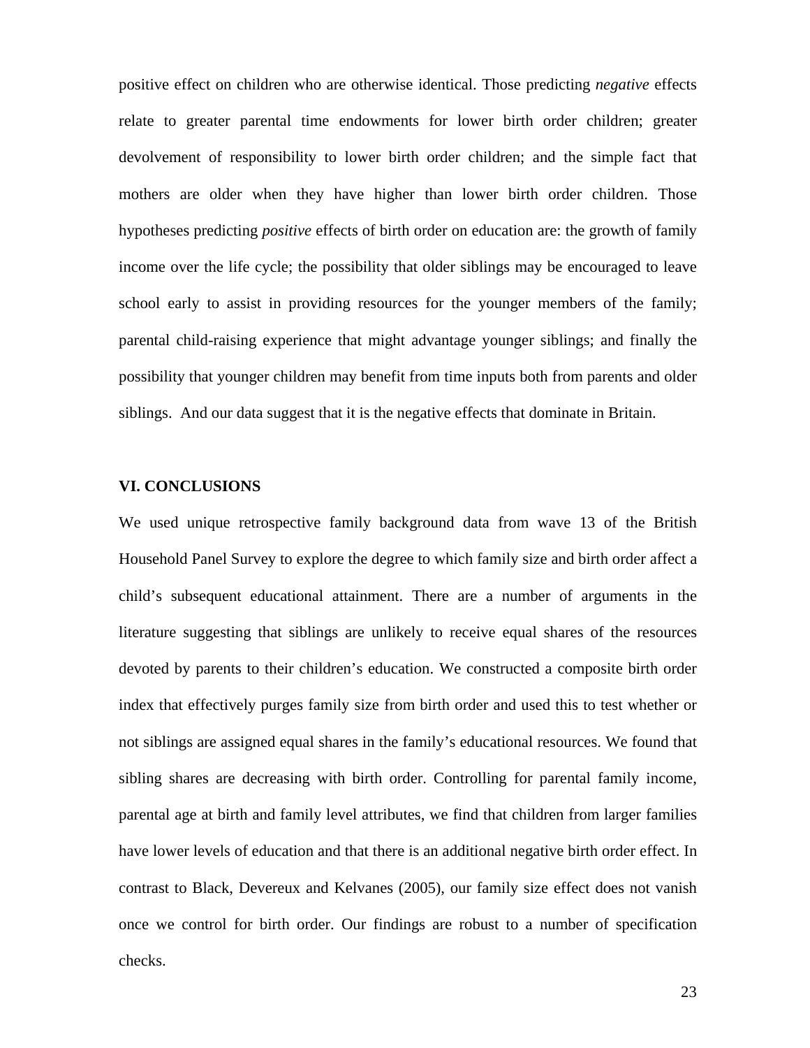positive effect on children who are otherwise identical. Those predicting *negative* effects relate to greater parental time endowments for lower birth order children; greater devolvement of responsibility to lower birth order children; and the simple fact that mothers are older when they have higher than lower birth order children. Those hypotheses predicting *positive* effects of birth order on education are: the growth of family income over the life cycle; the possibility that older siblings may be encouraged to leave school early to assist in providing resources for the younger members of the family; parental child-raising experience that might advantage younger siblings; and finally the possibility that younger children may benefit from time inputs both from parents and older siblings. And our data suggest that it is the negative effects that dominate in Britain.

## VI. CONCLUSIONS

We used unique retrospective family background data from wave 13 of the British Household Panel Survey to explore the degree to which family size and birth order affect a child's subsequent educational attainment. There are a number of arguments in the literature suggesting that siblings are unlikely to receive equal shares of the resources devoted by parents to their children's education. We constructed a composite birth order index that effectively purges family size from birth order and used this to test whether or not siblings are assigned equal shares in the family's educational resources. We found that sibling shares are decreasing with birth order. Controlling for parental family income, parental age at birth and family level attributes, we find that children from larger families have lower levels of education and that there is an additional negative birth order effect. In contrast to Black, Devereux and Kelvanes (2005), our family size effect does not vanish once we control for birth order. Our findings are robust to a number of specification checks.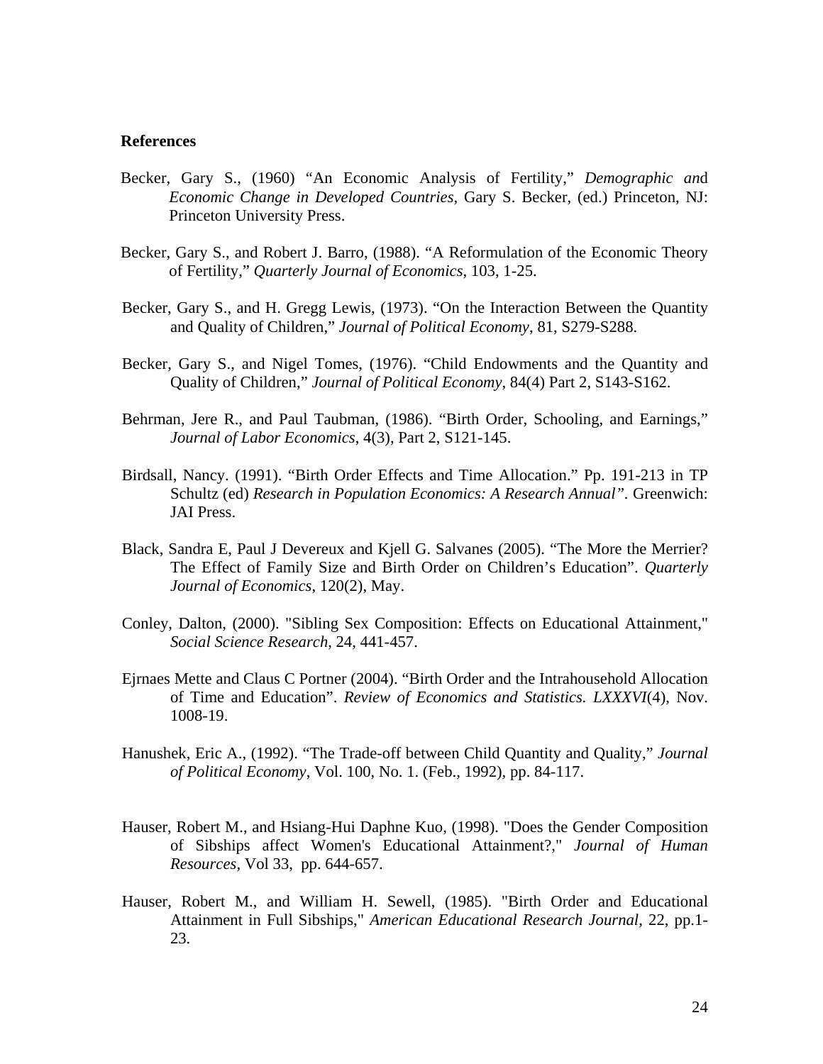**References**

Becker, Gary S., (1960) "An Economic Analysis of Fertility," *Demographic and Economic Change in Developed Countries*, Gary S. Becker, (ed.) Princeton, NJ: Princeton University Press.

Becker, Gary S., and Robert J. Barro, (1988). "A Reformulation of the Economic Theory of Fertility," *Quarterly Journal of Economics*, 103, 1-25.

Becker, Gary S., and H. Gregg Lewis, (1973). "On the Interaction Between the Quantity and Quality of Children," *Journal of Political Economy*, 81, S279-S288.

Becker, Gary S., and Nigel Tomes, (1976). "Child Endowments and the Quantity and Quality of Children," *Journal of Political Economy*, 84(4) Part 2, S143-S162.

Behrman, Jere R., and Paul Taubman, (1986). "Birth Order, Schooling, and Earnings," *Journal of Labor Economics*, 4(3), Part 2, S121-145.

Birdsall, Nancy. (1991). "Birth Order Effects and Time Allocation." Pp. 191-213 in TP Schultz (ed) *Research in Population Economics: A Research Annual"*. Greenwich: JAI Press.

Black, Sandra E, Paul J Devereux and Kjell G. Salvanes (2005). "The More the Merrier? The Effect of Family Size and Birth Order on Children's Education". *Quarterly Journal of Economics*, 120(2), May.

Conley, Dalton, (2000). "Sibling Sex Composition: Effects on Educational Attainment," *Social Science Research*, 24, 441-457.

Ejrnaes Mette and Claus C Portner (2004). "Birth Order and the Intrahousehold Allocation of Time and Education". *Review of Economics and Statistics. LXXXVI*(4), Nov. 1008-19.

Hanushek, Eric A., (1992). "The Trade-off between Child Quantity and Quality," *Journal of Political Economy*, Vol. 100, No. 1. (Feb., 1992), pp. 84-117.

Hauser, Robert M., and Hsiang-Hui Daphne Kuo, (1998). "Does the Gender Composition of Sibships affect Women's Educational Attainment?," *Journal of Human Resources*, Vol 33, pp. 644-657.

Hauser, Robert M., and William H. Sewell, (1985). "Birth Order and Educational Attainment in Full Sibships," *American Educational Research Journal*, 22, pp.1-23.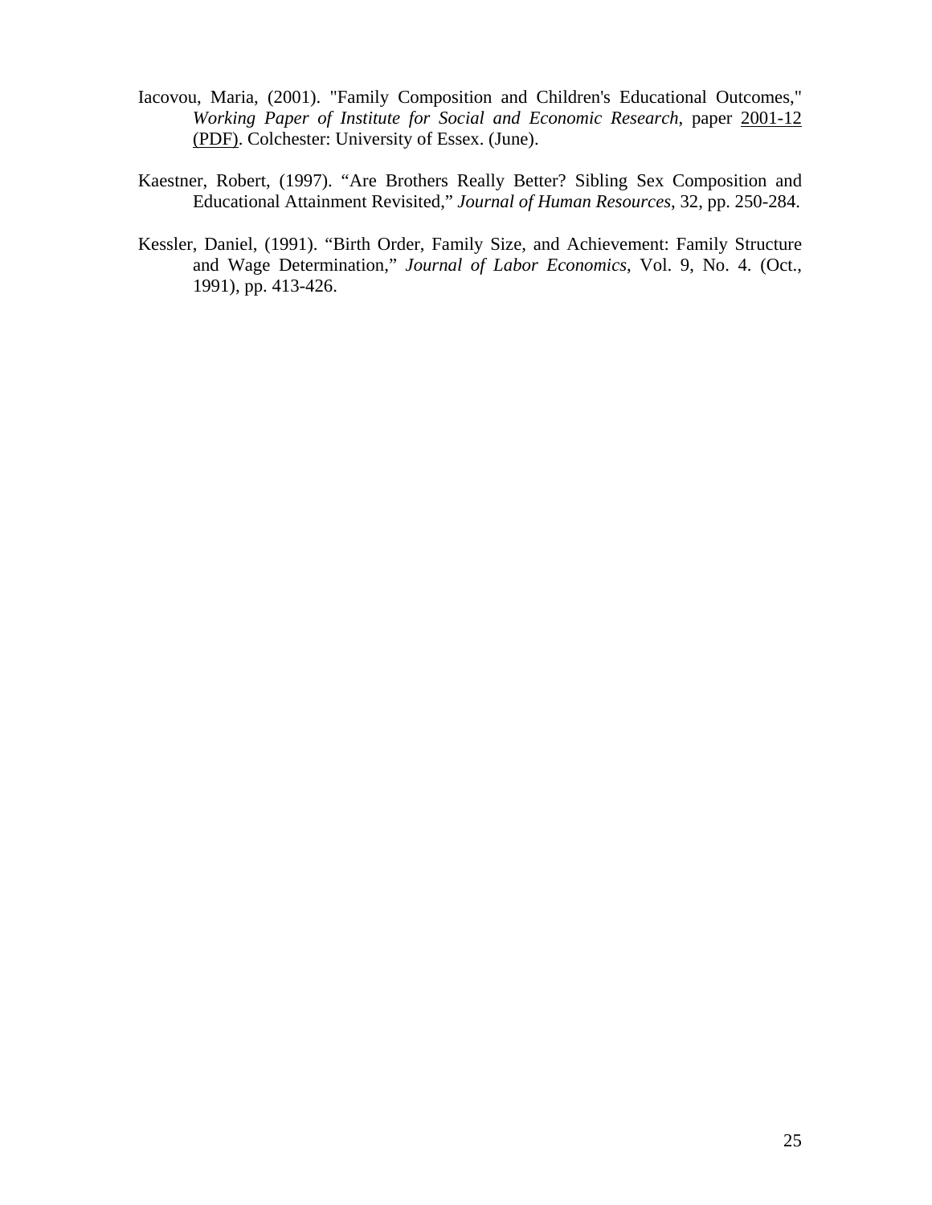Iacovou, Maria, (2001). "Family Composition and Children's Educational Outcomes," *Working Paper of Institute for Social and Economic Research*, paper 2001-12 (PDF). Colchester: University of Essex. (June).

Kaestner, Robert, (1997). "Are Brothers Really Better? Sibling Sex Composition and Educational Attainment Revisited," *Journal of Human Resources*, 32, pp. 250-284.

Kessler, Daniel, (1991). "Birth Order, Family Size, and Achievement: Family Structure and Wage Determination," *Journal of Labor Economics*, Vol. 9, No. 4. (Oct., 1991), pp. 413-426.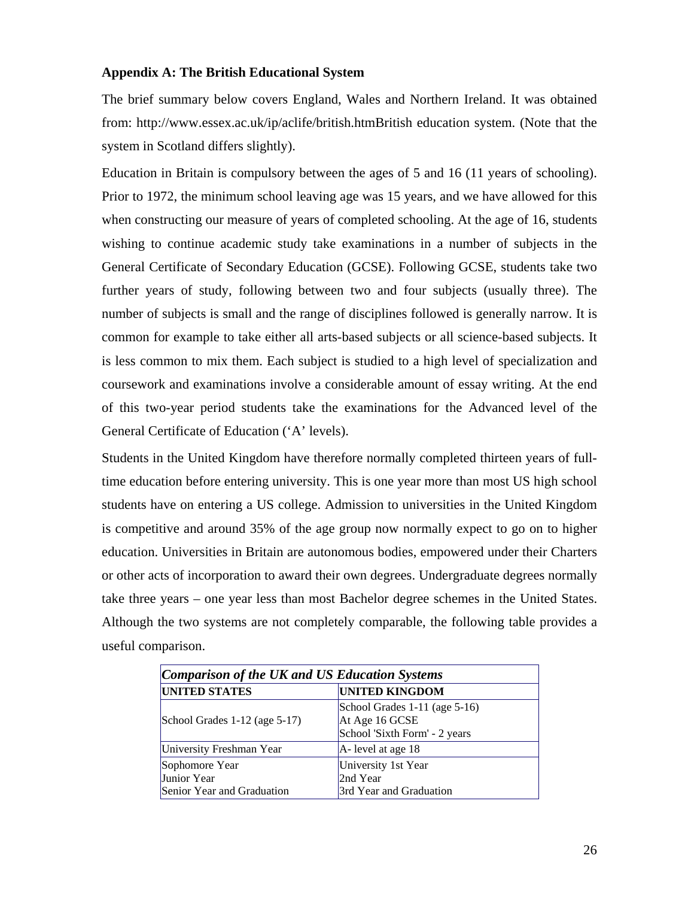### Appendix A: The British Educational System

The brief summary below covers England, Wales and Northern Ireland. It was obtained from: http://www.essex.ac.uk/ip/aclife/british.htmBritish education system. (Note that the system in Scotland differs slightly).

Education in Britain is compulsory between the ages of 5 and 16 (11 years of schooling). Prior to 1972, the minimum school leaving age was 15 years, and we have allowed for this when constructing our measure of years of completed schooling. At the age of 16, students wishing to continue academic study take examinations in a number of subjects in the General Certificate of Secondary Education (GCSE). Following GCSE, students take two further years of study, following between two and four subjects (usually three). The number of subjects is small and the range of disciplines followed is generally narrow. It is common for example to take either all arts-based subjects or all science-based subjects. It is less common to mix them. Each subject is studied to a high level of specialization and coursework and examinations involve a considerable amount of essay writing. At the end of this two-year period students take the examinations for the Advanced level of the General Certificate of Education ('A' levels).

Students in the United Kingdom have therefore normally completed thirteen years of full-time education before entering university. This is one year more than most US high school students have on entering a US college. Admission to universities in the United Kingdom is competitive and around 35% of the age group now normally expect to go on to higher education. Universities in Britain are autonomous bodies, empowered under their Charters or other acts of incorporation to award their own degrees. Undergraduate degrees normally take three years – one year less than most Bachelor degree schemes in the United States. Although the two systems are not completely comparable, the following table provides a useful comparison.

***Comparison of the UK and US Education Systems***

| UNITED STATES | UNITED KINGDOM |
|---|---|
| School Grades 1-12 (age 5-17) | School Grades 1-11 (age 5-16)<br>At Age 16 GCSE<br>School 'Sixth Form' - 2 years |
| University Freshman Year | A- level at age 18 |
| Sophomore Year<br>Junior Year<br>Senior Year and Graduation | University 1st Year<br>2nd Year<br>3rd Year and Graduation |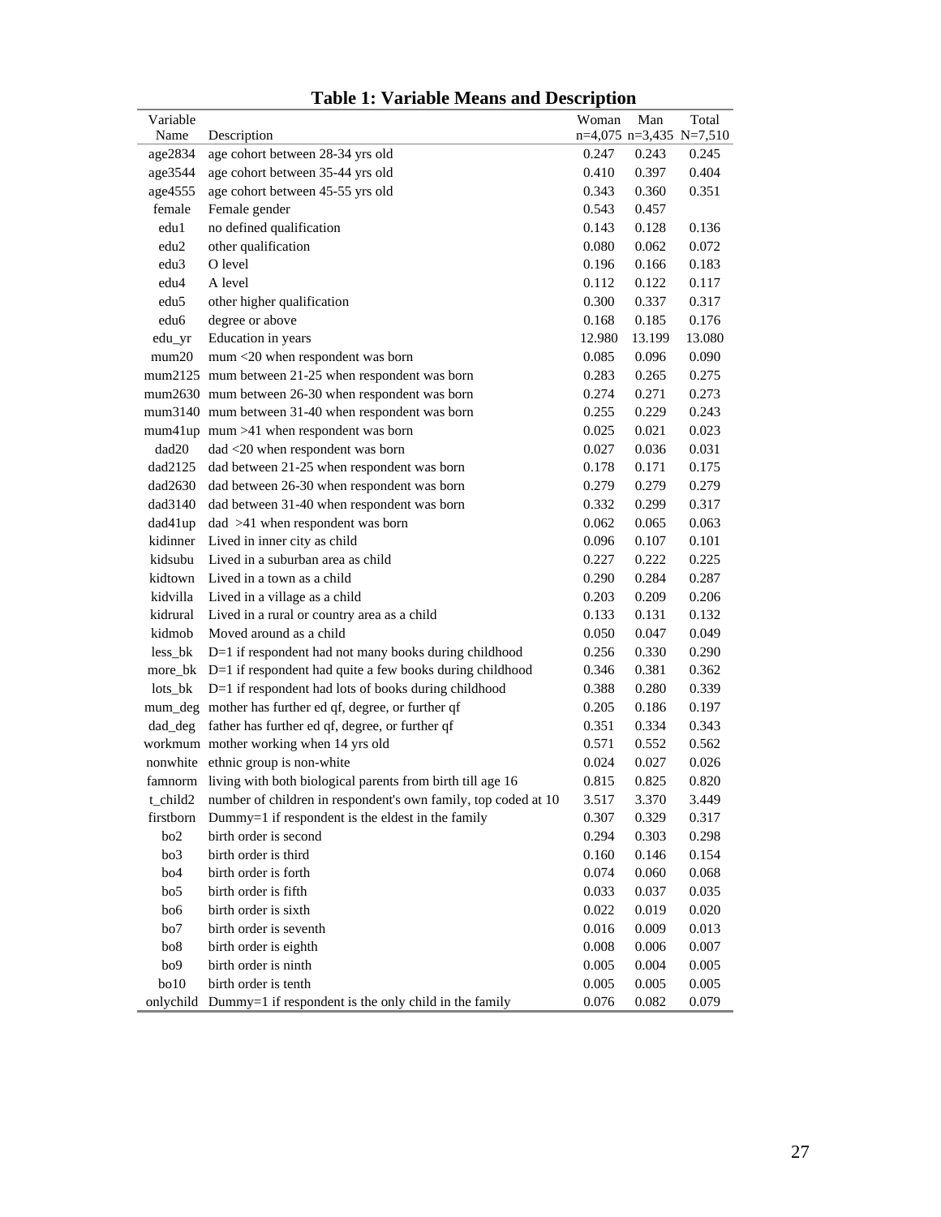**Table 1: Variable Means and Description**

| Variable Name | Description | Woman n=4,075 | Man n=3,435 | Total N=7,510 |
|---|---|---|---|---|
| age2834 | age cohort between 28-34 yrs old | 0.247 | 0.243 | 0.245 |
| age3544 | age cohort between 35-44 yrs old | 0.410 | 0.397 | 0.404 |
| age4555 | age cohort between 45-55 yrs old | 0.343 | 0.360 | 0.351 |
| female | Female gender | 0.543 | 0.457 | |
| edu1 | no defined qualification | 0.143 | 0.128 | 0.136 |
| edu2 | other qualification | 0.080 | 0.062 | 0.072 |
| edu3 | O level | 0.196 | 0.166 | 0.183 |
| edu4 | A level | 0.112 | 0.122 | 0.117 |
| edu5 | other higher qualification | 0.300 | 0.337 | 0.317 |
| edu6 | degree or above | 0.168 | 0.185 | 0.176 |
| edu_yr | Education in years | 12.980 | 13.199 | 13.080 |
| mum20 | mum <20 when respondent was born | 0.085 | 0.096 | 0.090 |
| mum2125 | mum between 21-25 when respondent was born | 0.283 | 0.265 | 0.275 |
| mum2630 | mum between 26-30 when respondent was born | 0.274 | 0.271 | 0.273 |
| mum3140 | mum between 31-40 when respondent was born | 0.255 | 0.229 | 0.243 |
| mum41up | mum >41 when respondent was born | 0.025 | 0.021 | 0.023 |
| dad20 | dad <20 when respondent was born | 0.027 | 0.036 | 0.031 |
| dad2125 | dad between 21-25 when respondent was born | 0.178 | 0.171 | 0.175 |
| dad2630 | dad between 26-30 when respondent was born | 0.279 | 0.279 | 0.279 |
| dad3140 | dad between 31-40 when respondent was born | 0.332 | 0.299 | 0.317 |
| dad41up | dad >41 when respondent was born | 0.062 | 0.065 | 0.063 |
| kidinner | Lived in inner city as child | 0.096 | 0.107 | 0.101 |
| kidsubu | Lived in a suburban area as child | 0.227 | 0.222 | 0.225 |
| kidtown | Lived in a town as a child | 0.290 | 0.284 | 0.287 |
| kidvilla | Lived in a village as a child | 0.203 | 0.209 | 0.206 |
| kidrural | Lived in a rural or country area as a child | 0.133 | 0.131 | 0.132 |
| kidmob | Moved around as a child | 0.050 | 0.047 | 0.049 |
| less_bk | D=1 if respondent had not many books during childhood | 0.256 | 0.330 | 0.290 |
| more_bk | D=1 if respondent had quite a few books during childhood | 0.346 | 0.381 | 0.362 |
| lots_bk | D=1 if respondent had lots of books during childhood | 0.388 | 0.280 | 0.339 |
| mum_deg | mother has further ed qf, degree, or further qf | 0.205 | 0.186 | 0.197 |
| dad_deg | father has further ed qf, degree, or further qf | 0.351 | 0.334 | 0.343 |
| workmum | mother working when 14 yrs old | 0.571 | 0.552 | 0.562 |
| nonwhite | ethnic group is non-white | 0.024 | 0.027 | 0.026 |
| famnorm | living with both biological parents from birth till age 16 | 0.815 | 0.825 | 0.820 |
| t_child2 | number of children in respondent's own family, top coded at 10 | 3.517 | 3.370 | 3.449 |
| firstborn | Dummy=1 if respondent is the eldest in the family | 0.307 | 0.329 | 0.317 |
| bo2 | birth order is second | 0.294 | 0.303 | 0.298 |
| bo3 | birth order is third | 0.160 | 0.146 | 0.154 |
| bo4 | birth order is forth | 0.074 | 0.060 | 0.068 |
| bo5 | birth order is fifth | 0.033 | 0.037 | 0.035 |
| bo6 | birth order is sixth | 0.022 | 0.019 | 0.020 |
| bo7 | birth order is seventh | 0.016 | 0.009 | 0.013 |
| bo8 | birth order is eighth | 0.008 | 0.006 | 0.007 |
| bo9 | birth order is ninth | 0.005 | 0.004 | 0.005 |
| bo10 | birth order is tenth | 0.005 | 0.005 | 0.005 |
| onlychild | Dummy=1 if respondent is the only child in the family | 0.076 | 0.082 | 0.079 |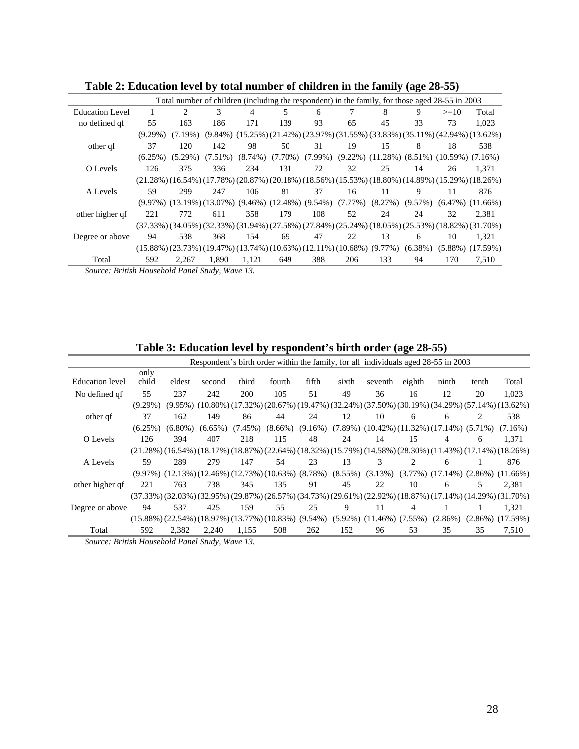**Table 2: Education level by total number of children in the family (age 28-55)**

| | Total number of children (including the respondent) in the family, for those aged 28-55 in 2003 | | | | | | | | | | |
|---|---|---|---|---|---|---|---|---|---|---|---|
| Education Level | 1 | 2 | 3 | 4 | 5 | 6 | 7 | 8 | 9 | >=10 | Total |
| no defined qf | 55 | 163 | 186 | 171 | 139 | 93 | 65 | 45 | 33 | 73 | 1,023 |
| | (9.29%) | (7.19%) | (9.84%) | (15.25%) | (21.42%) | (23.97%) | (31.55%) | (33.83%) | (35.11%) | (42.94%) | (13.62%) |
| other qf | 37 | 120 | 142 | 98 | 50 | 31 | 19 | 15 | 8 | 18 | 538 |
| | (6.25%) | (5.29%) | (7.51%) | (8.74%) | (7.70%) | (7.99%) | (9.22%) | (11.28%) | (8.51%) | (10.59%) | (7.16%) |
| O Levels | 126 | 375 | 336 | 234 | 131 | 72 | 32 | 25 | 14 | 26 | 1,371 |
| | (21.28%) | (16.54%) | (17.78%) | (20.87%) | (20.18%) | (18.56%) | (15.53%) | (18.80%) | (14.89%) | (15.29%) | (18.26%) |
| A Levels | 59 | 299 | 247 | 106 | 81 | 37 | 16 | 11 | 9 | 11 | 876 |
| | (9.97%) | (13.19%) | (13.07%) | (9.46%) | (12.48%) | (9.54%) | (7.77%) | (8.27%) | (9.57%) | (6.47%) | (11.66%) |
| other higher qf | 221 | 772 | 611 | 358 | 179 | 108 | 52 | 24 | 24 | 32 | 2,381 |
| | (37.33%) | (34.05%) | (32.33%) | (31.94%) | (27.58%) | (27.84%) | (25.24%) | (18.05%) | (25.53%) | (18.82%) | (31.70%) |
| Degree or above | 94 | 538 | 368 | 154 | 69 | 47 | 22 | 13 | 6 | 10 | 1,321 |
| | (15.88%) | (23.73%) | (19.47%) | (13.74%) | (10.63%) | (12.11%) | (10.68%) | (9.77%) | (6.38%) | (5.88%) | (17.59%) |
| Total | 592 | 2,267 | 1,890 | 1,121 | 649 | 388 | 206 | 133 | 94 | 170 | 7,510 |

*Source: British Household Panel Study, Wave 13.*

**Table 3: Education level by respondent's birth order (age 28-55)**

| | Respondent's birth order within the family, for all individuals aged 28-55 in 2003 | | | | | | | | | | | |
|---|---|---|---|---|---|---|---|---|---|---|---|---|
| Education level | only child | eldest | second | third | fourth | fifth | sixth | seventh | eighth | ninth | tenth | Total |
| No defined qf | 55 | 237 | 242 | 200 | 105 | 51 | 49 | 36 | 16 | 12 | 20 | 1,023 |
| | (9.29%) | (9.95%) | (10.80%) | (17.32%) | (20.67%) | (19.47%) | (32.24%) | (37.50%) | (30.19%) | (34.29%) | (57.14%) | (13.62%) |
| other qf | 37 | 162 | 149 | 86 | 44 | 24 | 12 | 10 | 6 | 6 | 2 | 538 |
| | (6.25%) | (6.80%) | (6.65%) | (7.45%) | (8.66%) | (9.16%) | (7.89%) | (10.42%) | (11.32%) | (17.14%) | (5.71%) | (7.16%) |
| O Levels | 126 | 394 | 407 | 218 | 115 | 48 | 24 | 14 | 15 | 4 | 6 | 1,371 |
| | (21.28%) | (16.54%) | (18.17%) | (18.87%) | (22.64%) | (18.32%) | (15.79%) | (14.58%) | (28.30%) | (11.43%) | (17.14%) | (18.26%) |
| A Levels | 59 | 289 | 279 | 147 | 54 | 23 | 13 | 3 | 2 | 6 | 1 | 876 |
| | (9.97%) | (12.13%) | (12.46%) | (12.73%) | (10.63%) | (8.78%) | (8.55%) | (3.13%) | (3.77%) | (17.14%) | (2.86%) | (11.66%) |
| other higher qf | 221 | 763 | 738 | 345 | 135 | 91 | 45 | 22 | 10 | 6 | 5 | 2,381 |
| | (37.33%) | (32.03%) | (32.95%) | (29.87%) | (26.57%) | (34.73%) | (29.61%) | (22.92%) | (18.87%) | (17.14%) | (14.29%) | (31.70%) |
| Degree or above | 94 | 537 | 425 | 159 | 55 | 25 | 9 | 11 | 4 | 1 | 1 | 1,321 |
| | (15.88%) | (22.54%) | (18.97%) | (13.77%) | (10.83%) | (9.54%) | (5.92%) | (11.46%) | (7.55%) | (2.86%) | (2.86%) | (17.59%) |
| Total | 592 | 2,382 | 2,240 | 1,155 | 508 | 262 | 152 | 96 | 53 | 35 | 35 | 7,510 |

*Source: British Household Panel Study, Wave 13.*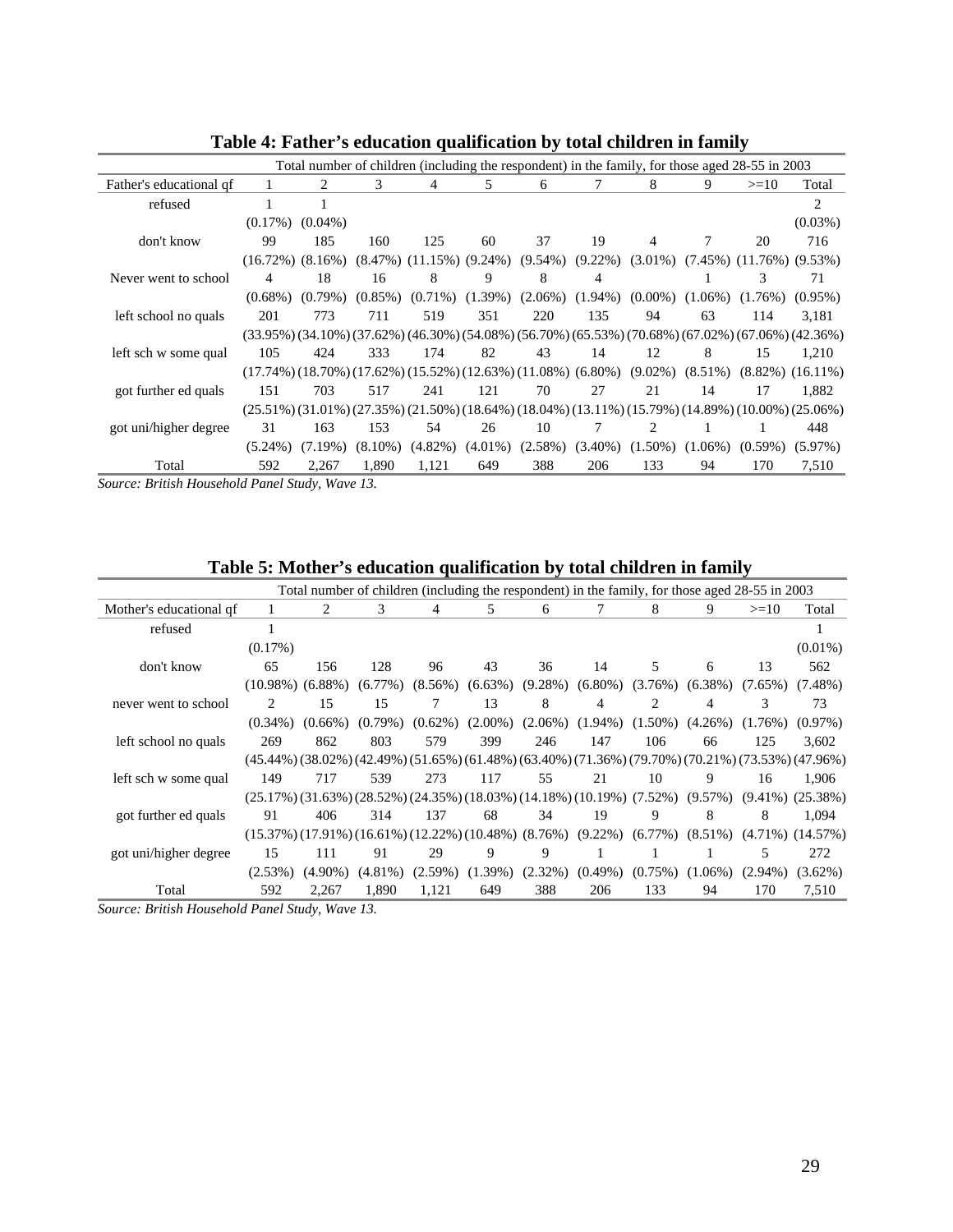## Table 4: Father's education qualification by total children in family

| | Total number of children (including the respondent) in the family, for those aged 28-55 in 2003 | | | | | | | | | | |
|---|---|---|---|---|---|---|---|---|---|---|---|
| Father's educational qf | 1 | 2 | 3 | 4 | 5 | 6 | 7 | 8 | 9 | >=10 | Total |
| refused | 1 | 1 | | | | | | | | | 2 |
| | (0.17%) | (0.04%) | | | | | | | | | (0.03%) |
| don't know | 99 | 185 | 160 | 125 | 60 | 37 | 19 | 4 | 7 | 20 | 716 |
| | (16.72%) | (8.16%) | (8.47%) | (11.15%) | (9.24%) | (9.54%) | (9.22%) | (3.01%) | (7.45%) | (11.76%) | (9.53%) |
| Never went to school | 4 | 18 | 16 | 8 | 9 | 8 | 4 | | 1 | 3 | 71 |
| | (0.68%) | (0.79%) | (0.85%) | (0.71%) | (1.39%) | (2.06%) | (1.94%) | (0.00%) | (1.06%) | (1.76%) | (0.95%) |
| left school no quals | 201 | 773 | 711 | 519 | 351 | 220 | 135 | 94 | 63 | 114 | 3,181 |
| | (33.95%) | (34.10%) | (37.62%) | (46.30%) | (54.08%) | (56.70%) | (65.53%) | (70.68%) | (67.02%) | (67.06%) | (42.36%) |
| left sch w some qual | 105 | 424 | 333 | 174 | 82 | 43 | 14 | 12 | 8 | 15 | 1,210 |
| | (17.74%) | (18.70%) | (17.62%) | (15.52%) | (12.63%) | (11.08%) | (6.80%) | (9.02%) | (8.51%) | (8.82%) | (16.11%) |
| got further ed quals | 151 | 703 | 517 | 241 | 121 | 70 | 27 | 21 | 14 | 17 | 1,882 |
| | (25.51%) | (31.01%) | (27.35%) | (21.50%) | (18.64%) | (18.04%) | (13.11%) | (15.79%) | (14.89%) | (10.00%) | (25.06%) |
| got uni/higher degree | 31 | 163 | 153 | 54 | 26 | 10 | 7 | 2 | 1 | 1 | 448 |
| | (5.24%) | (7.19%) | (8.10%) | (4.82%) | (4.01%) | (2.58%) | (3.40%) | (1.50%) | (1.06%) | (0.59%) | (5.97%) |
| Total | 592 | 2,267 | 1,890 | 1,121 | 649 | 388 | 206 | 133 | 94 | 170 | 7,510 |

*Source: British Household Panel Study, Wave 13.*

## Table 5: Mother's education qualification by total children in family

| | Total number of children (including the respondent) in the family, for those aged 28-55 in 2003 | | | | | | | | | | |
|---|---|---|---|---|---|---|---|---|---|---|---|
| Mother's educational qf | 1 | 2 | 3 | 4 | 5 | 6 | 7 | 8 | 9 | >=10 | Total |
| refused | 1 | | | | | | | | | | 1 |
| | (0.17%) | | | | | | | | | | (0.01%) |
| don't know | 65 | 156 | 128 | 96 | 43 | 36 | 14 | 5 | 6 | 13 | 562 |
| | (10.98%) | (6.88%) | (6.77%) | (8.56%) | (6.63%) | (9.28%) | (6.80%) | (3.76%) | (6.38%) | (7.65%) | (7.48%) |
| never went to school | 2 | 15 | 15 | 7 | 13 | 8 | 4 | 2 | 4 | 3 | 73 |
| | (0.34%) | (0.66%) | (0.79%) | (0.62%) | (2.00%) | (2.06%) | (1.94%) | (1.50%) | (4.26%) | (1.76%) | (0.97%) |
| left school no quals | 269 | 862 | 803 | 579 | 399 | 246 | 147 | 106 | 66 | 125 | 3,602 |
| | (45.44%) | (38.02%) | (42.49%) | (51.65%) | (61.48%) | (63.40%) | (71.36%) | (79.70%) | (70.21%) | (73.53%) | (47.96%) |
| left sch w some qual | 149 | 717 | 539 | 273 | 117 | 55 | 21 | 10 | 9 | 16 | 1,906 |
| | (25.17%) | (31.63%) | (28.52%) | (24.35%) | (18.03%) | (14.18%) | (10.19%) | (7.52%) | (9.57%) | (9.41%) | (25.38%) |
| got further ed quals | 91 | 406 | 314 | 137 | 68 | 34 | 19 | 9 | 8 | 8 | 1,094 |
| | (15.37%) | (17.91%) | (16.61%) | (12.22%) | (10.48%) | (8.76%) | (9.22%) | (6.77%) | (8.51%) | (4.71%) | (14.57%) |
| got uni/higher degree | 15 | 111 | 91 | 29 | 9 | 9 | 1 | 1 | 1 | 5 | 272 |
| | (2.53%) | (4.90%) | (4.81%) | (2.59%) | (1.39%) | (2.32%) | (0.49%) | (0.75%) | (1.06%) | (2.94%) | (3.62%) |
| Total | 592 | 2,267 | 1,890 | 1,121 | 649 | 388 | 206 | 133 | 94 | 170 | 7,510 |

*Source: British Household Panel Study, Wave 13.*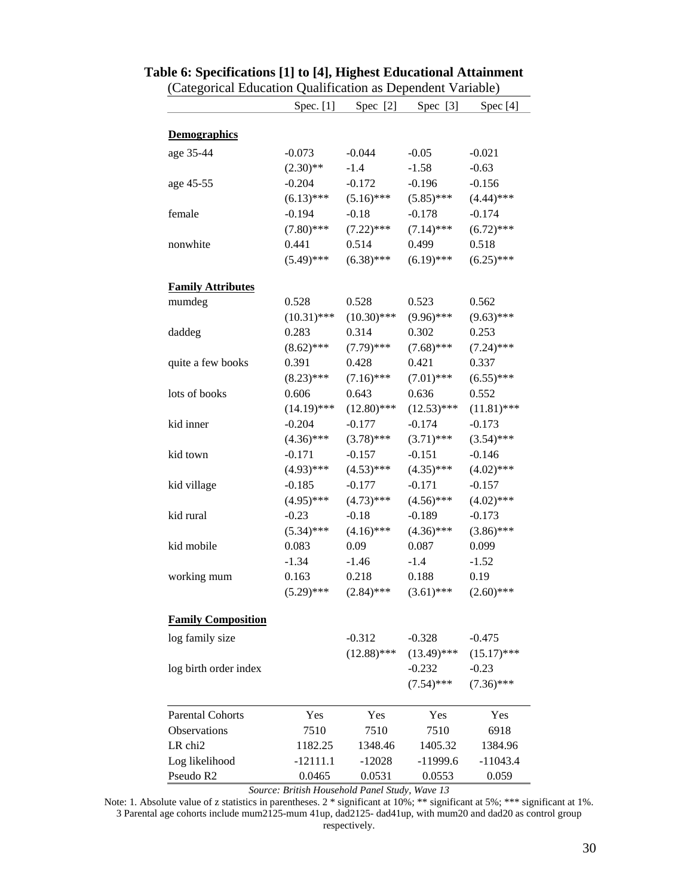**Table 6: Specifications [1] to [4], Highest Educational Attainment**

(Categorical Education Qualification as Dependent Variable)

| | Spec. [1] | Spec [2] | Spec [3] | Spec [4] |
|---|---|---|---|---|
| **Demographics** | | | | |
| age 35-44 | -0.073 | -0.044 | -0.05 | -0.021 |
| | (2.30)** | -1.4 | -1.58 | -0.63 |
| age 45-55 | -0.204 | -0.172 | -0.196 | -0.156 |
| | (6.13)*** | (5.16)*** | (5.85)*** | (4.44)*** |
| female | -0.194 | -0.18 | -0.178 | -0.174 |
| | (7.80)*** | (7.22)*** | (7.14)*** | (6.72)*** |
| nonwhite | 0.441 | 0.514 | 0.499 | 0.518 |
| | (5.49)*** | (6.38)*** | (6.19)*** | (6.25)*** |
| **Family Attributes** | | | | |
| mumdeg | 0.528 | 0.528 | 0.523 | 0.562 |
| | (10.31)*** | (10.30)*** | (9.96)*** | (9.63)*** |
| daddeg | 0.283 | 0.314 | 0.302 | 0.253 |
| | (8.62)*** | (7.79)*** | (7.68)*** | (7.24)*** |
| quite a few books | 0.391 | 0.428 | 0.421 | 0.337 |
| | (8.23)*** | (7.16)*** | (7.01)*** | (6.55)*** |
| lots of books | 0.606 | 0.643 | 0.636 | 0.552 |
| | (14.19)*** | (12.80)*** | (12.53)*** | (11.81)*** |
| kid inner | -0.204 | -0.177 | -0.174 | -0.173 |
| | (4.36)*** | (3.78)*** | (3.71)*** | (3.54)*** |
| kid town | -0.171 | -0.157 | -0.151 | -0.146 |
| | (4.93)*** | (4.53)*** | (4.35)*** | (4.02)*** |
| kid village | -0.185 | -0.177 | -0.171 | -0.157 |
| | (4.95)*** | (4.73)*** | (4.56)*** | (4.02)*** |
| kid rural | -0.23 | -0.18 | -0.189 | -0.173 |
| | (5.34)*** | (4.16)*** | (4.36)*** | (3.86)*** |
| kid mobile | 0.083 | 0.09 | 0.087 | 0.099 |
| | -1.34 | -1.46 | -1.4 | -1.52 |
| working mum | 0.163 | 0.218 | 0.188 | 0.19 |
| | (5.29)*** | (2.84)*** | (3.61)*** | (2.60)*** |
| **Family Composition** | | | | |
| log family size | | -0.312 | -0.328 | -0.475 |
| | | (12.88)*** | (13.49)*** | (15.17)*** |
| log birth order index | | | -0.232 | -0.23 |
| | | | (7.54)*** | (7.36)*** |
| Parental Cohorts | Yes | Yes | Yes | Yes |
| Observations | 7510 | 7510 | 7510 | 6918 |
| LR chi2 | 1182.25 | 1348.46 | 1405.32 | 1384.96 |
| Log likelihood | -12111.1 | -12028 | -11999.6 | -11043.4 |
| Pseudo R2 | 0.0465 | 0.0531 | 0.0553 | 0.059 |

*Source: British Household Panel Study, Wave 13*

Note: 1. Absolute value of z statistics in parentheses. 2 * significant at 10%; ** significant at 5%; *** significant at 1%. 3 Parental age cohorts include mum2125-mum 41up, dad2125- dad41up, with mum20 and dad20 as control group respectively.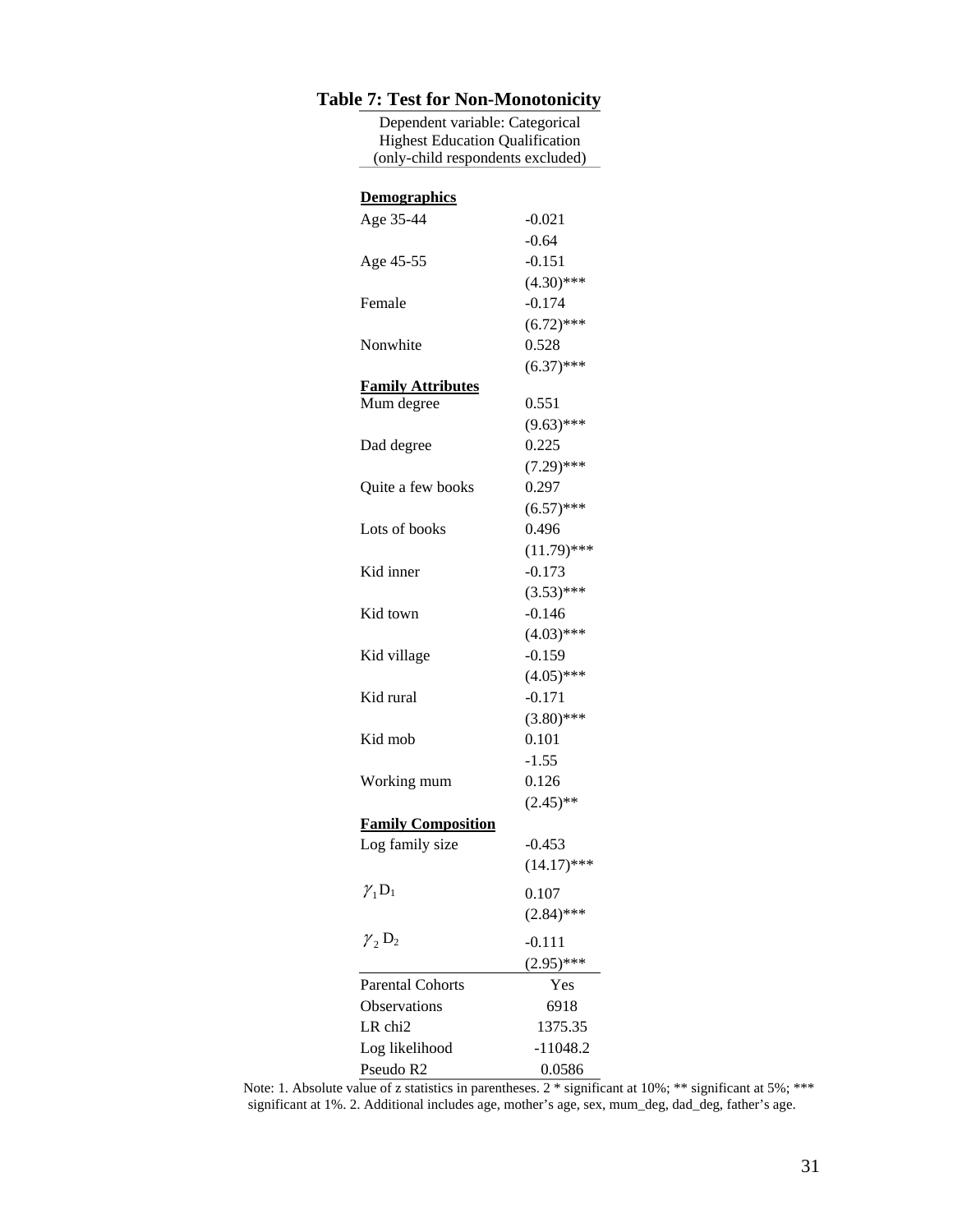**Table 7: Test for Non-Monotonicity**

| | Dependent variable: Categorical Highest Education Qualification (only-child respondents excluded) |
|---|---|
| **Demographics** | |
| Age 35-44 | -0.021 |
| | -0.64 |
| Age 45-55 | -0.151 |
| | (4.30)*** |
| Female | -0.174 |
| | (6.72)*** |
| Nonwhite | 0.528 |
| | (6.37)*** |
| **Family Attributes** | |
| Mum degree | 0.551 |
| | (9.63)*** |
| Dad degree | 0.225 |
| | (7.29)*** |
| Quite a few books | 0.297 |
| | (6.57)*** |
| Lots of books | 0.496 |
| | (11.79)*** |
| Kid inner | -0.173 |
| | (3.53)*** |
| Kid town | -0.146 |
| | (4.03)*** |
| Kid village | -0.159 |
| | (4.05)*** |
| Kid rural | -0.171 |
| | (3.80)*** |
| Kid mob | 0.101 |
| | -1.55 |
| Working mum | 0.126 |
| | (2.45)** |
| **Family Composition** | |
| Log family size | -0.453 |
| | (14.17)*** |
| $\gamma_1 D_1$ | 0.107 |
| | (2.84)*** |
| $\gamma_2 D_2$ | -0.111 |
| | (2.95)*** |
| Parental Cohorts | Yes |
| Observations | 6918 |
| LR chi2 | 1375.35 |
| Log likelihood | -11048.2 |
| Pseudo R2 | 0.0586 |

Note: 1. Absolute value of z statistics in parentheses. 2 * significant at 10%; ** significant at 5%; *** significant at 1%. 2. Additional includes age, mother's age, sex, mum_deg, dad_deg, father's age.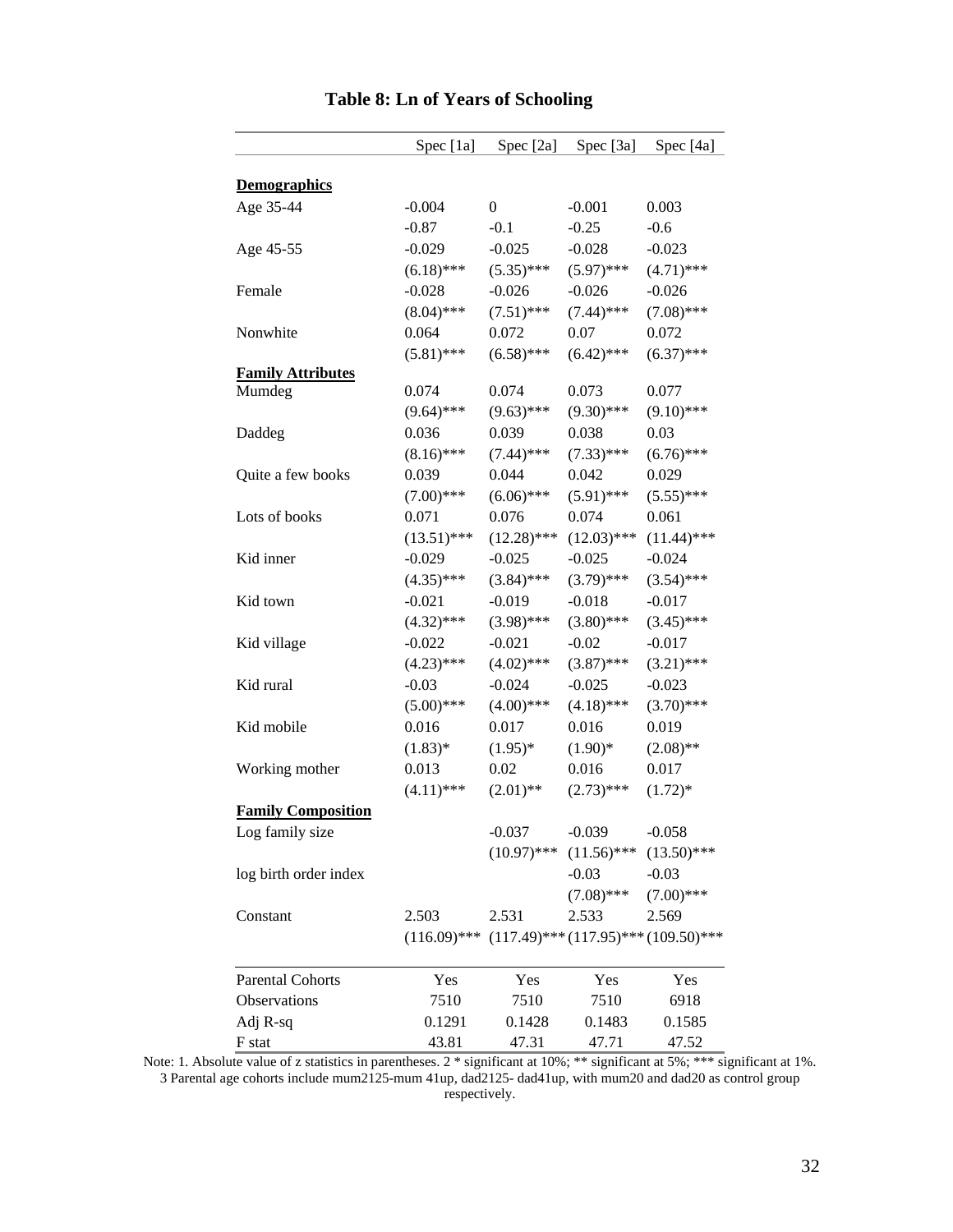# Table 8: Ln of Years of Schooling

| | Spec [1a] | Spec [2a] | Spec [3a] | Spec [4a] |
|---|---|---|---|---|
| **Demographics** | | | | |
| Age 35-44 | -0.004 | 0 | -0.001 | 0.003 |
| | -0.87 | -0.1 | -0.25 | -0.6 |
| Age 45-55 | -0.029 | -0.025 | -0.028 | -0.023 |
| | (6.18)*** | (5.35)*** | (5.97)*** | (4.71)*** |
| Female | -0.028 | -0.026 | -0.026 | -0.026 |
| | (8.04)*** | (7.51)*** | (7.44)*** | (7.08)*** |
| Nonwhite | 0.064 | 0.072 | 0.07 | 0.072 |
| | (5.81)*** | (6.58)*** | (6.42)*** | (6.37)*** |
| **Family Attributes** | | | | |
| Mumdeg | 0.074 | 0.074 | 0.073 | 0.077 |
| | (9.64)*** | (9.63)*** | (9.30)*** | (9.10)*** |
| Daddeg | 0.036 | 0.039 | 0.038 | 0.03 |
| | (8.16)*** | (7.44)*** | (7.33)*** | (6.76)*** |
| Quite a few books | 0.039 | 0.044 | 0.042 | 0.029 |
| | (7.00)*** | (6.06)*** | (5.91)*** | (5.55)*** |
| Lots of books | 0.071 | 0.076 | 0.074 | 0.061 |
| | (13.51)*** | (12.28)*** | (12.03)*** | (11.44)*** |
| Kid inner | -0.029 | -0.025 | -0.025 | -0.024 |
| | (4.35)*** | (3.84)*** | (3.79)*** | (3.54)*** |
| Kid town | -0.021 | -0.019 | -0.018 | -0.017 |
| | (4.32)*** | (3.98)*** | (3.80)*** | (3.45)*** |
| Kid village | -0.022 | -0.021 | -0.02 | -0.017 |
| | (4.23)*** | (4.02)*** | (3.87)*** | (3.21)*** |
| Kid rural | -0.03 | -0.024 | -0.025 | -0.023 |
| | (5.00)*** | (4.00)*** | (4.18)*** | (3.70)*** |
| Kid mobile | 0.016 | 0.017 | 0.016 | 0.019 |
| | (1.83)* | (1.95)* | (1.90)* | (2.08)** |
| Working mother | 0.013 | 0.02 | 0.016 | 0.017 |
| | (4.11)*** | (2.01)** | (2.73)*** | (1.72)* |
| **Family Composition** | | | | |
| Log family size | | -0.037 | -0.039 | -0.058 |
| | | (10.97)*** | (11.56)*** | (13.50)*** |
| log birth order index | | | -0.03 | -0.03 |
| | | | (7.08)*** | (7.00)*** |
| Constant | 2.503 | 2.531 | 2.533 | 2.569 |
| | (116.09)*** | (117.49)*** | (117.95)*** | (109.50)*** |
| Parental Cohorts | Yes | Yes | Yes | Yes |
| Observations | 7510 | 7510 | 7510 | 6918 |
| Adj R-sq | 0.1291 | 0.1428 | 0.1483 | 0.1585 |
| F stat | 43.81 | 47.31 | 47.71 | 47.52 |

Note: 1. Absolute value of z statistics in parentheses. 2 * significant at 10%; ** significant at 5%; *** significant at 1%. 3 Parental age cohorts include mum2125-mum 41up, dad2125- dad41up, with mum20 and dad20 as control group respectively.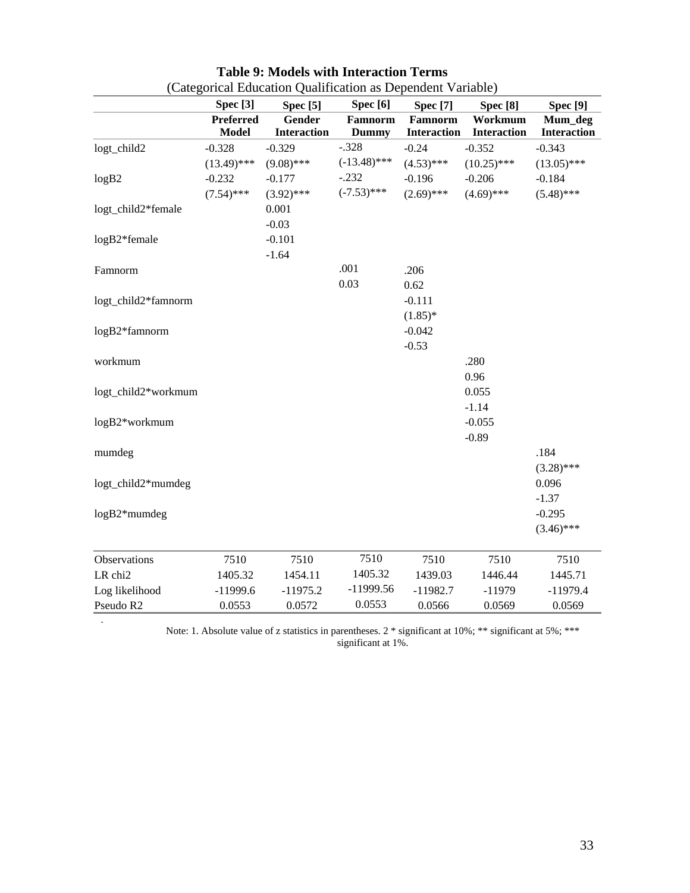**Table 9: Models with Interaction Terms**
(Categorical Education Qualification as Dependent Variable)

| | Spec [3] | Spec [5] | Spec [6] | Spec [7] | Spec [8] | Spec [9] |
|---|---|---|---|---|---|---|
| | **Preferred Model** | **Gender Interaction** | **Famnorm Dummy** | **Famnorm Interaction** | **Workmum Interaction** | **Mum_deg Interaction** |
| logt_child2 | -0.328 | -0.329 | -.328 | -0.24 | -0.352 | -0.343 |
| | (13.49)*** | (9.08)*** | (-13.48)*** | (4.53)*** | (10.25)*** | (13.05)*** |
| logB2 | -0.232 | -0.177 | -.232 | -0.196 | -0.206 | -0.184 |
| | (7.54)*** | (3.92)*** | (-7.53)*** | (2.69)*** | (4.69)*** | (5.48)*** |
| logt_child2*female | | 0.001 | | | | |
| | | -0.03 | | | | |
| logB2*female | | -0.101 | | | | |
| | | -1.64 | | | | |
| Famnorm | | | .001 | .206 | | |
| | | | 0.03 | 0.62 | | |
| logt_child2*famnorm | | | | -0.111 | | |
| | | | | (1.85)* | | |
| logB2*famnorm | | | | -0.042 | | |
| | | | | -0.53 | | |
| workmum | | | | | .280 | |
| | | | | | 0.96 | |
| logt_child2*workmum | | | | | 0.055 | |
| | | | | | -1.14 | |
| logB2*workmum | | | | | -0.055 | |
| | | | | | -0.89 | |
| mumdeg | | | | | | .184 |
| | | | | | | (3.28)*** |
| logt_child2*mumdeg | | | | | | 0.096 |
| | | | | | | -1.37 |
| logB2*mumdeg | | | | | | -0.295 |
| | | | | | | (3.46)*** |
| Observations | 7510 | 7510 | 7510 | 7510 | 7510 | 7510 |
| LR chi2 | 1405.32 | 1454.11 | 1405.32 | 1439.03 | 1446.44 | 1445.71 |
| Log likelihood | -11999.6 | -11975.2 | -11999.56 | -11982.7 | -11979 | -11979.4 |
| Pseudo R2 | 0.0553 | 0.0572 | 0.0553 | 0.0566 | 0.0569 | 0.0569 |

Note: 1. Absolute value of z statistics in parentheses. 2 * significant at 10%; ** significant at 5%; *** significant at 1%.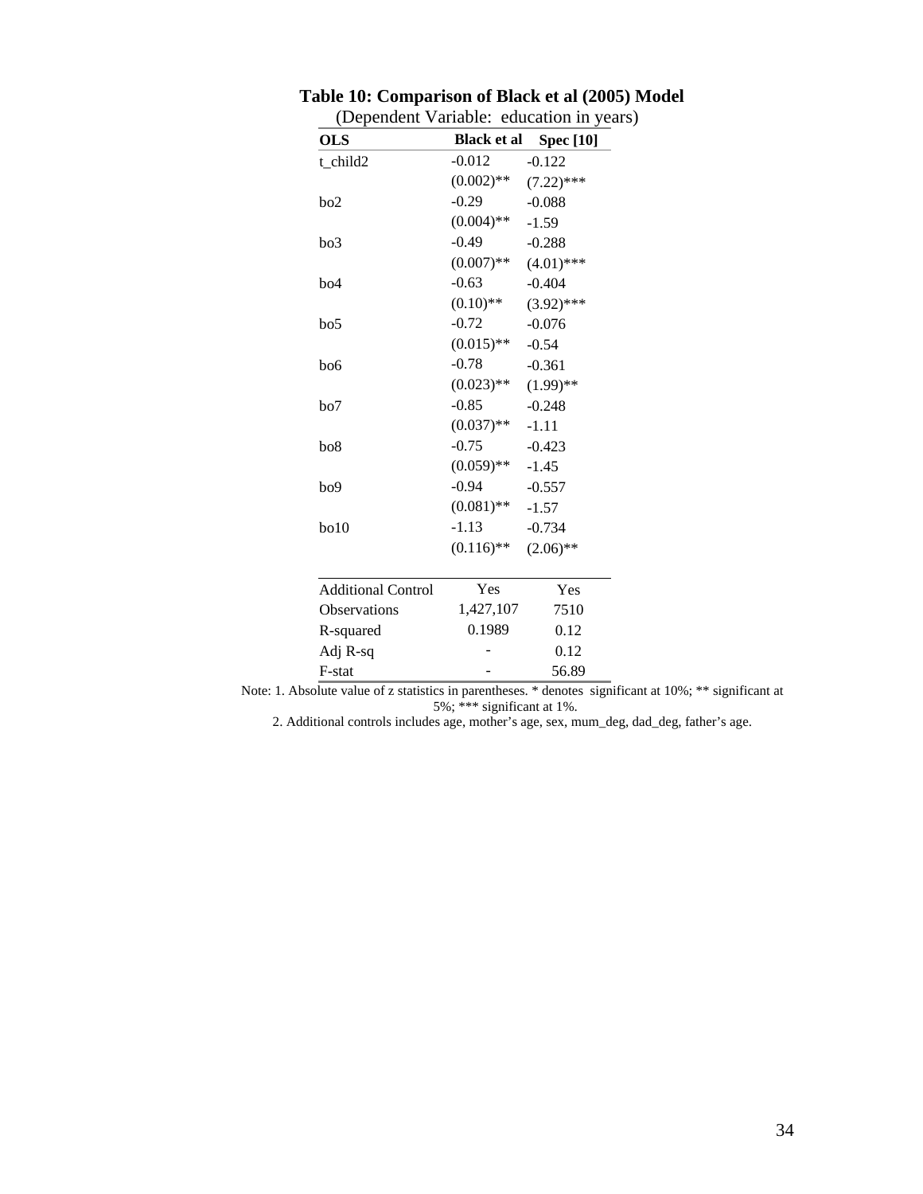**Table 10: Comparison of Black et al (2005) Model**

(Dependent Variable: education in years)

| OLS | Black et al | Spec [10] |
|---|---|---|
| t_child2 | -0.012 | -0.122 |
| | (0.002)** | (7.22)*** |
| bo2 | -0.29 | -0.088 |
| | (0.004)** | -1.59 |
| bo3 | -0.49 | -0.288 |
| | (0.007)** | (4.01)*** |
| bo4 | -0.63 | -0.404 |
| | (0.10)** | (3.92)*** |
| bo5 | -0.72 | -0.076 |
| | (0.015)** | -0.54 |
| bo6 | -0.78 | -0.361 |
| | (0.023)** | (1.99)** |
| bo7 | -0.85 | -0.248 |
| | (0.037)** | -1.11 |
| bo8 | -0.75 | -0.423 |
| | (0.059)** | -1.45 |
| bo9 | -0.94 | -0.557 |
| | (0.081)** | -1.57 |
| bo10 | -1.13 | -0.734 |
| | (0.116)** | (2.06)** |
| Additional Control | Yes | Yes |
| Observations | 1,427,107 | 7510 |
| R-squared | 0.1989 | 0.12 |
| Adj R-sq | - | 0.12 |
| F-stat | - | 56.89 |

Note: 1. Absolute value of z statistics in parentheses. * denotes significant at 10%; ** significant at 5%; *** significant at 1%.

2. Additional controls includes age, mother's age, sex, mum_deg, dad_deg, father's age.